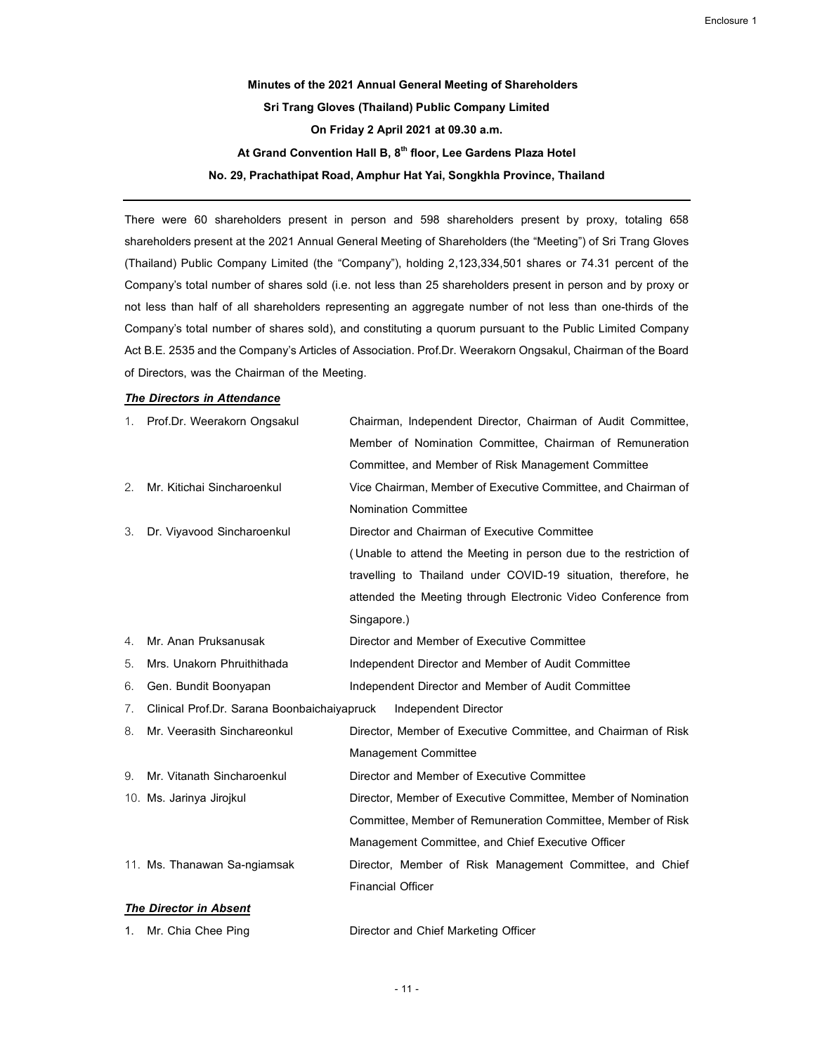**Minutes of the 2021 Annual General Meeting of Shareholders**

**Sri Trang Gloves (Thailand) Public Company Limited**

**On Friday 2 April 2021 at 09.30 a.m.**

**At Grand Convention Hall B, 8th floor, Lee Gardens Plaza Hotel**

**No. 29, Prachathipat Road, Amphur Hat Yai, Songkhla Province, Thailand**

---

There were 60 shareholders present in person and 598 shareholders present by proxy, totaling 658 shareholders present at the 2021 Annual General Meeting of Shareholders (the "Meeting") of Sri Trang Gloves (Thailand) Public Company Limited (the "Company"), holding 2,123,334,501 shares or 74.31 percent of the Company's total number of shares sold (i.e. not less than 25 shareholders present in person and by proxy or not less than half of all shareholders representing an aggregate number of not less than one-thirds of the Company's total number of shares sold), and constituting a quorum pursuant to the Public Limited Company Act B.E. 2535 and the Company's Articles of Association. Prof.Dr. Weerakorn Ongsakul, Chairman of the Board of Directors, was the Chairman of the Meeting.

***The Directors in Attendance***

1. Prof.Dr. Weerakorn Ongsakul — Chairman, Independent Director, Chairman of Audit Committee, Member of Nomination Committee, Chairman of Remuneration Committee, and Member of Risk Management Committee
2. Mr. Kitichai Sincharoenkul — Vice Chairman, Member of Executive Committee, and Chairman of Nomination Committee
3. Dr. Viyavood Sincharoenkul — Director and Chairman of Executive Committee (Unable to attend the Meeting in person due to the restriction of travelling to Thailand under COVID-19 situation, therefore, he attended the Meeting through Electronic Video Conference from Singapore.)
4. Mr. Anan Pruksanusak — Director and Member of Executive Committee
5. Mrs. Unakorn Phruithithada — Independent Director and Member of Audit Committee
6. Gen. Bundit Boonyapan — Independent Director and Member of Audit Committee
7. Clinical Prof.Dr. Sarana Boonbaichaiyapruck — Independent Director
8. Mr. Veerasith Sinchareonkul — Director, Member of Executive Committee, and Chairman of Risk Management Committee
9. Mr. Vitanath Sincharoenkul — Director and Member of Executive Committee
10. Ms. Jarinya Jirojkul — Director, Member of Executive Committee, Member of Nomination Committee, Member of Remuneration Committee, Member of Risk Management Committee, and Chief Executive Officer
11. Ms. Thanawan Sa-ngiamsak — Director, Member of Risk Management Committee, and Chief Financial Officer

***The Director in Absent***

1. Mr. Chia Chee Ping — Director and Chief Marketing Officer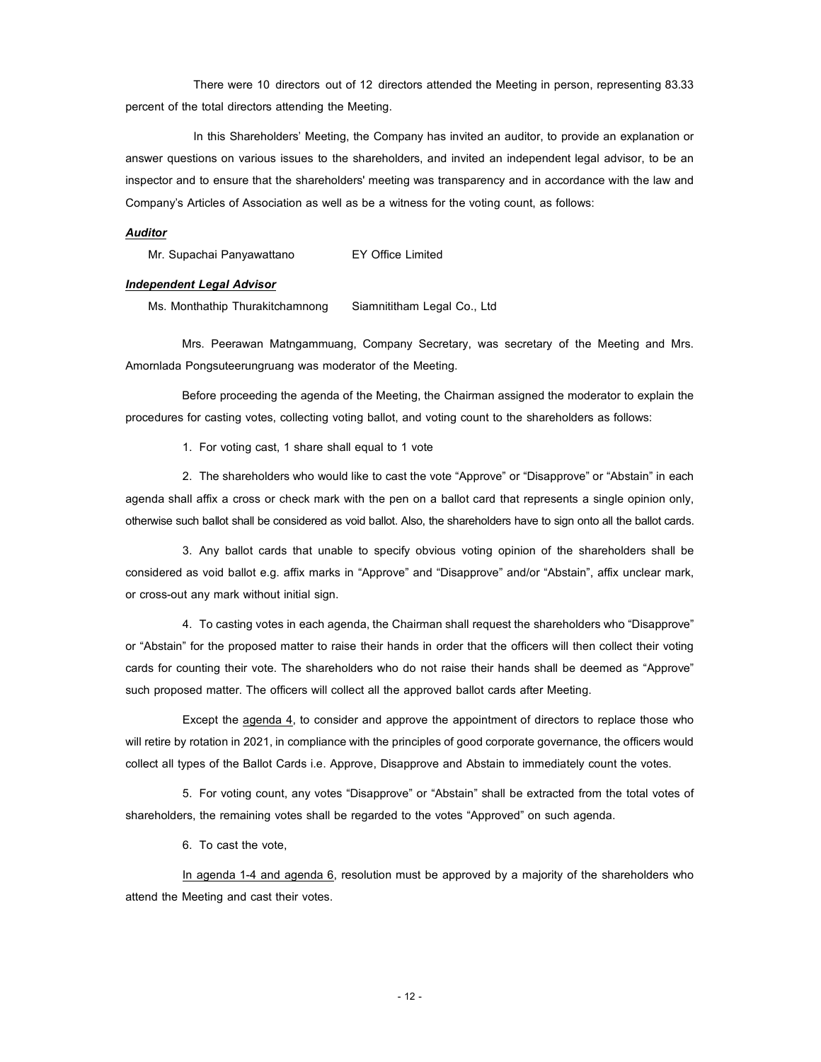There were 10 directors out of 12 directors attended the Meeting in person, representing 83.33 percent of the total directors attending the Meeting.

In this Shareholders' Meeting, the Company has invited an auditor, to provide an explanation or answer questions on various issues to the shareholders, and invited an independent legal advisor, to be an inspector and to ensure that the shareholders' meeting was transparency and in accordance with the law and Company's Articles of Association as well as be a witness for the voting count, as follows:

***Auditor***

Mr. Supachai Panyawattano EY Office Limited

***Independent Legal Advisor***

Ms. Monthathip Thurakitchamnong Siamnititham Legal Co., Ltd

Mrs. Peerawan Matngammuang, Company Secretary, was secretary of the Meeting and Mrs. Amornlada Pongsuteerungruang was moderator of the Meeting.

Before proceeding the agenda of the Meeting, the Chairman assigned the moderator to explain the procedures for casting votes, collecting voting ballot, and voting count to the shareholders as follows:

1. For voting cast, 1 share shall equal to 1 vote

2. The shareholders who would like to cast the vote "Approve" or "Disapprove" or "Abstain" in each agenda shall affix a cross or check mark with the pen on a ballot card that represents a single opinion only, otherwise such ballot shall be considered as void ballot. Also, the shareholders have to sign onto all the ballot cards.

3. Any ballot cards that unable to specify obvious voting opinion of the shareholders shall be considered as void ballot e.g. affix marks in "Approve" and "Disapprove" and/or "Abstain", affix unclear mark, or cross-out any mark without initial sign.

4. To casting votes in each agenda, the Chairman shall request the shareholders who "Disapprove" or "Abstain" for the proposed matter to raise their hands in order that the officers will then collect their voting cards for counting their vote. The shareholders who do not raise their hands shall be deemed as "Approve" such proposed matter. The officers will collect all the approved ballot cards after Meeting.

Except the agenda 4, to consider and approve the appointment of directors to replace those who will retire by rotation in 2021, in compliance with the principles of good corporate governance, the officers would collect all types of the Ballot Cards i.e. Approve, Disapprove and Abstain to immediately count the votes.

5. For voting count, any votes "Disapprove" or "Abstain" shall be extracted from the total votes of shareholders, the remaining votes shall be regarded to the votes "Approved" on such agenda.

6. To cast the vote,

In agenda 1-4 and agenda 6, resolution must be approved by a majority of the shareholders who attend the Meeting and cast their votes.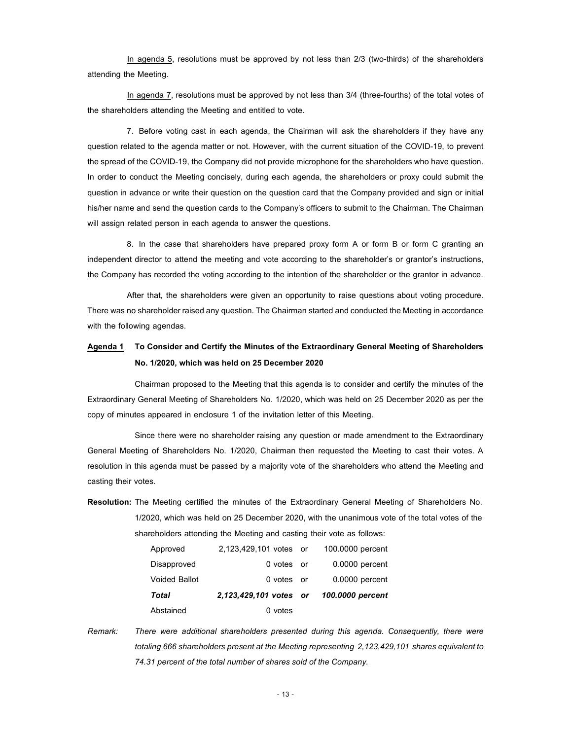In agenda 5, resolutions must be approved by not less than 2/3 (two-thirds) of the shareholders attending the Meeting.

In agenda 7, resolutions must be approved by not less than 3/4 (three-fourths) of the total votes of the shareholders attending the Meeting and entitled to vote.

7. Before voting cast in each agenda, the Chairman will ask the shareholders if they have any question related to the agenda matter or not. However, with the current situation of the COVID-19, to prevent the spread of the COVID-19, the Company did not provide microphone for the shareholders who have question. In order to conduct the Meeting concisely, during each agenda, the shareholders or proxy could submit the question in advance or write their question on the question card that the Company provided and sign or initial his/her name and send the question cards to the Company's officers to submit to the Chairman. The Chairman will assign related person in each agenda to answer the questions.

8. In the case that shareholders have prepared proxy form A or form B or form C granting an independent director to attend the meeting and vote according to the shareholder's or grantor's instructions, the Company has recorded the voting according to the intention of the shareholder or the grantor in advance.

After that, the shareholders were given an opportunity to raise questions about voting procedure. There was no shareholder raised any question. The Chairman started and conducted the Meeting in accordance with the following agendas.

**Agenda 1 To Consider and Certify the Minutes of the Extraordinary General Meeting of Shareholders No. 1/2020, which was held on 25 December 2020**

Chairman proposed to the Meeting that this agenda is to consider and certify the minutes of the Extraordinary General Meeting of Shareholders No. 1/2020, which was held on 25 December 2020 as per the copy of minutes appeared in enclosure 1 of the invitation letter of this Meeting.

Since there were no shareholder raising any question or made amendment to the Extraordinary General Meeting of Shareholders No. 1/2020, Chairman then requested the Meeting to cast their votes. A resolution in this agenda must be passed by a majority vote of the shareholders who attend the Meeting and casting their votes.

**Resolution:** The Meeting certified the minutes of the Extraordinary General Meeting of Shareholders No. 1/2020, which was held on 25 December 2020, with the unanimous vote of the total votes of the shareholders attending the Meeting and casting their vote as follows:

| | | | |
|---|---|---|---|
| Approved | 2,123,429,101 votes | or | 100.0000 percent |
| Disapproved | 0 votes | or | 0.0000 percent |
| Voided Ballot | 0 votes | or | 0.0000 percent |
| ***Total*** | ***2,123,429,101 votes*** | ***or*** | ***100.0000 percent*** |
| Abstained | 0 votes | | |

*Remark: There were additional shareholders presented during this agenda. Consequently, there were totaling 666 shareholders present at the Meeting representing 2,123,429,101 shares equivalent to 74.31 percent of the total number of shares sold of the Company.*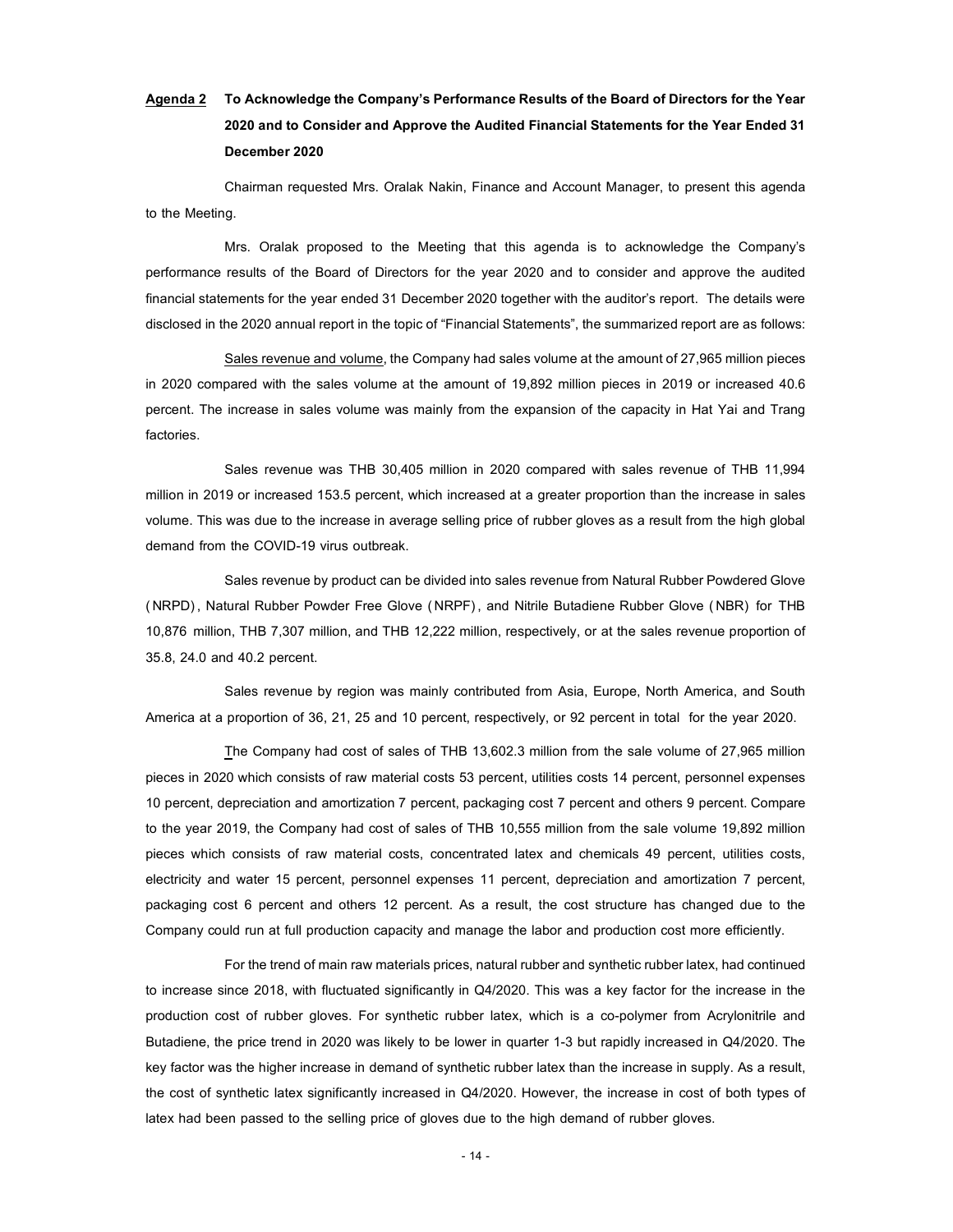**Agenda 2 To Acknowledge the Company's Performance Results of the Board of Directors for the Year 2020 and to Consider and Approve the Audited Financial Statements for the Year Ended 31 December 2020**

Chairman requested Mrs. Oralak Nakin, Finance and Account Manager, to present this agenda to the Meeting.

Mrs. Oralak proposed to the Meeting that this agenda is to acknowledge the Company's performance results of the Board of Directors for the year 2020 and to consider and approve the audited financial statements for the year ended 31 December 2020 together with the auditor's report. The details were disclosed in the 2020 annual report in the topic of "Financial Statements", the summarized report are as follows:

Sales revenue and volume, the Company had sales volume at the amount of 27,965 million pieces in 2020 compared with the sales volume at the amount of 19,892 million pieces in 2019 or increased 40.6 percent. The increase in sales volume was mainly from the expansion of the capacity in Hat Yai and Trang factories.

Sales revenue was THB 30,405 million in 2020 compared with sales revenue of THB 11,994 million in 2019 or increased 153.5 percent, which increased at a greater proportion than the increase in sales volume. This was due to the increase in average selling price of rubber gloves as a result from the high global demand from the COVID-19 virus outbreak.

Sales revenue by product can be divided into sales revenue from Natural Rubber Powdered Glove (NRPD), Natural Rubber Powder Free Glove (NRPF), and Nitrile Butadiene Rubber Glove (NBR) for THB 10,876 million, THB 7,307 million, and THB 12,222 million, respectively, or at the sales revenue proportion of 35.8, 24.0 and 40.2 percent.

Sales revenue by region was mainly contributed from Asia, Europe, North America, and South America at a proportion of 36, 21, 25 and 10 percent, respectively, or 92 percent in total for the year 2020.

The Company had cost of sales of THB 13,602.3 million from the sale volume of 27,965 million pieces in 2020 which consists of raw material costs 53 percent, utilities costs 14 percent, personnel expenses 10 percent, depreciation and amortization 7 percent, packaging cost 7 percent and others 9 percent. Compare to the year 2019, the Company had cost of sales of THB 10,555 million from the sale volume 19,892 million pieces which consists of raw material costs, concentrated latex and chemicals 49 percent, utilities costs, electricity and water 15 percent, personnel expenses 11 percent, depreciation and amortization 7 percent, packaging cost 6 percent and others 12 percent. As a result, the cost structure has changed due to the Company could run at full production capacity and manage the labor and production cost more efficiently.

For the trend of main raw materials prices, natural rubber and synthetic rubber latex, had continued to increase since 2018, with fluctuated significantly in Q4/2020. This was a key factor for the increase in the production cost of rubber gloves. For synthetic rubber latex, which is a co-polymer from Acrylonitrile and Butadiene, the price trend in 2020 was likely to be lower in quarter 1-3 but rapidly increased in Q4/2020. The key factor was the higher increase in demand of synthetic rubber latex than the increase in supply. As a result, the cost of synthetic latex significantly increased in Q4/2020. However, the increase in cost of both types of latex had been passed to the selling price of gloves due to the high demand of rubber gloves.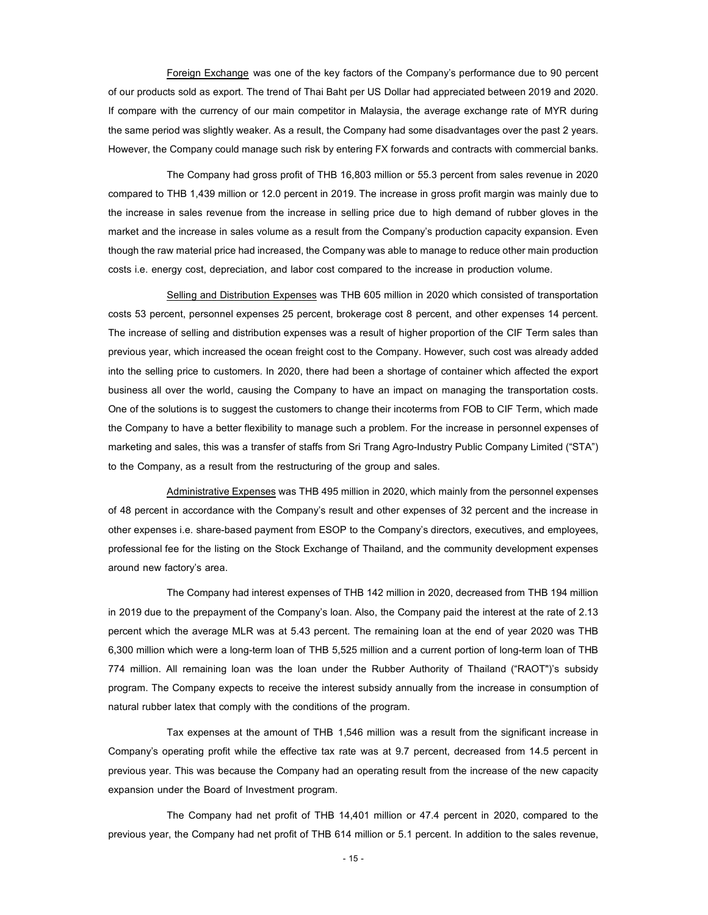<u>Foreign Exchange</u> was one of the key factors of the Company's performance due to 90 percent of our products sold as export. The trend of Thai Baht per US Dollar had appreciated between 2019 and 2020. If compare with the currency of our main competitor in Malaysia, the average exchange rate of MYR during the same period was slightly weaker. As a result, the Company had some disadvantages over the past 2 years. However, the Company could manage such risk by entering FX forwards and contracts with commercial banks.

The Company had gross profit of THB 16,803 million or 55.3 percent from sales revenue in 2020 compared to THB 1,439 million or 12.0 percent in 2019. The increase in gross profit margin was mainly due to the increase in sales revenue from the increase in selling price due to high demand of rubber gloves in the market and the increase in sales volume as a result from the Company's production capacity expansion. Even though the raw material price had increased, the Company was able to manage to reduce other main production costs i.e. energy cost, depreciation, and labor cost compared to the increase in production volume.

<u>Selling and Distribution Expenses</u> was THB 605 million in 2020 which consisted of transportation costs 53 percent, personnel expenses 25 percent, brokerage cost 8 percent, and other expenses 14 percent. The increase of selling and distribution expenses was a result of higher proportion of the CIF Term sales than previous year, which increased the ocean freight cost to the Company. However, such cost was already added into the selling price to customers. In 2020, there had been a shortage of container which affected the export business all over the world, causing the Company to have an impact on managing the transportation costs. One of the solutions is to suggest the customers to change their incoterms from FOB to CIF Term, which made the Company to have a better flexibility to manage such a problem. For the increase in personnel expenses of marketing and sales, this was a transfer of staffs from Sri Trang Agro-Industry Public Company Limited ("STA") to the Company, as a result from the restructuring of the group and sales.

<u>Administrative Expenses</u> was THB 495 million in 2020, which mainly from the personnel expenses of 48 percent in accordance with the Company's result and other expenses of 32 percent and the increase in other expenses i.e. share-based payment from ESOP to the Company's directors, executives, and employees, professional fee for the listing on the Stock Exchange of Thailand, and the community development expenses around new factory's area.

The Company had interest expenses of THB 142 million in 2020, decreased from THB 194 million in 2019 due to the prepayment of the Company's loan. Also, the Company paid the interest at the rate of 2.13 percent which the average MLR was at 5.43 percent. The remaining loan at the end of year 2020 was THB 6,300 million which were a long-term loan of THB 5,525 million and a current portion of long-term loan of THB 774 million. All remaining loan was the loan under the Rubber Authority of Thailand ("RAOT")'s subsidy program. The Company expects to receive the interest subsidy annually from the increase in consumption of natural rubber latex that comply with the conditions of the program.

Tax expenses at the amount of THB 1,546 million was a result from the significant increase in Company's operating profit while the effective tax rate was at 9.7 percent, decreased from 14.5 percent in previous year. This was because the Company had an operating result from the increase of the new capacity expansion under the Board of Investment program.

The Company had net profit of THB 14,401 million or 47.4 percent in 2020, compared to the previous year, the Company had net profit of THB 614 million or 5.1 percent. In addition to the sales revenue,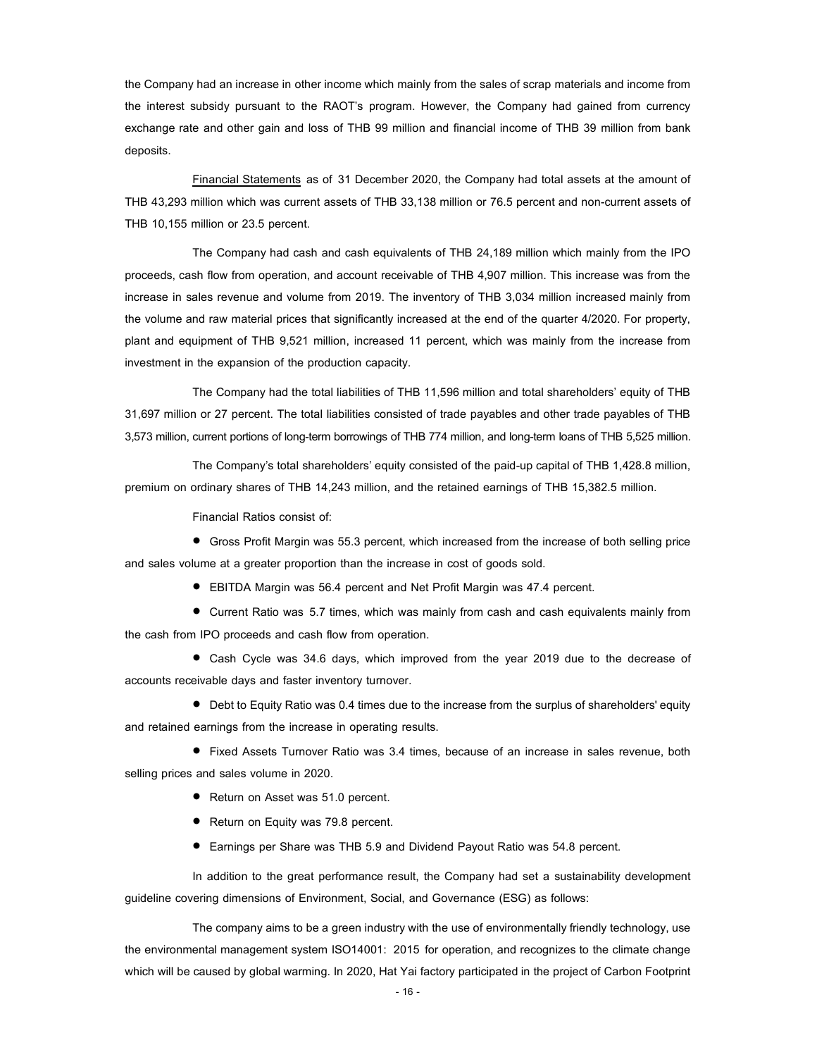the Company had an increase in other income which mainly from the sales of scrap materials and income from the interest subsidy pursuant to the RAOT's program. However, the Company had gained from currency exchange rate and other gain and loss of THB 99 million and financial income of THB 39 million from bank deposits.

Financial Statements as of 31 December 2020, the Company had total assets at the amount of THB 43,293 million which was current assets of THB 33,138 million or 76.5 percent and non-current assets of THB 10,155 million or 23.5 percent.

The Company had cash and cash equivalents of THB 24,189 million which mainly from the IPO proceeds, cash flow from operation, and account receivable of THB 4,907 million. This increase was from the increase in sales revenue and volume from 2019. The inventory of THB 3,034 million increased mainly from the volume and raw material prices that significantly increased at the end of the quarter 4/2020. For property, plant and equipment of THB 9,521 million, increased 11 percent, which was mainly from the increase from investment in the expansion of the production capacity.

The Company had the total liabilities of THB 11,596 million and total shareholders' equity of THB 31,697 million or 27 percent. The total liabilities consisted of trade payables and other trade payables of THB 3,573 million, current portions of long-term borrowings of THB 774 million, and long-term loans of THB 5,525 million.

The Company's total shareholders' equity consisted of the paid-up capital of THB 1,428.8 million, premium on ordinary shares of THB 14,243 million, and the retained earnings of THB 15,382.5 million.

Financial Ratios consist of:

- Gross Profit Margin was 55.3 percent, which increased from the increase of both selling price and sales volume at a greater proportion than the increase in cost of goods sold.
- EBITDA Margin was 56.4 percent and Net Profit Margin was 47.4 percent.
- Current Ratio was 5.7 times, which was mainly from cash and cash equivalents mainly from the cash from IPO proceeds and cash flow from operation.
- Cash Cycle was 34.6 days, which improved from the year 2019 due to the decrease of accounts receivable days and faster inventory turnover.
- Debt to Equity Ratio was 0.4 times due to the increase from the surplus of shareholders' equity and retained earnings from the increase in operating results.
- Fixed Assets Turnover Ratio was 3.4 times, because of an increase in sales revenue, both selling prices and sales volume in 2020.
- Return on Asset was 51.0 percent.
- Return on Equity was 79.8 percent.
- Earnings per Share was THB 5.9 and Dividend Payout Ratio was 54.8 percent.

In addition to the great performance result, the Company had set a sustainability development guideline covering dimensions of Environment, Social, and Governance (ESG) as follows:

The company aims to be a green industry with the use of environmentally friendly technology, use the environmental management system ISO14001: 2015 for operation, and recognizes to the climate change which will be caused by global warming. In 2020, Hat Yai factory participated in the project of Carbon Footprint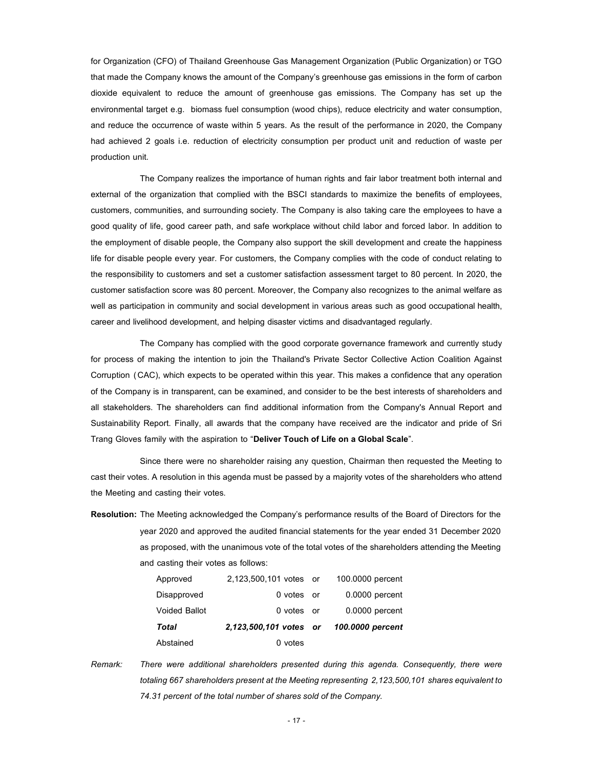for Organization (CFO) of Thailand Greenhouse Gas Management Organization (Public Organization) or TGO that made the Company knows the amount of the Company's greenhouse gas emissions in the form of carbon dioxide equivalent to reduce the amount of greenhouse gas emissions. The Company has set up the environmental target e.g. biomass fuel consumption (wood chips), reduce electricity and water consumption, and reduce the occurrence of waste within 5 years. As the result of the performance in 2020, the Company had achieved 2 goals i.e. reduction of electricity consumption per product unit and reduction of waste per production unit.

The Company realizes the importance of human rights and fair labor treatment both internal and external of the organization that complied with the BSCI standards to maximize the benefits of employees, customers, communities, and surrounding society. The Company is also taking care the employees to have a good quality of life, good career path, and safe workplace without child labor and forced labor. In addition to the employment of disable people, the Company also support the skill development and create the happiness life for disable people every year. For customers, the Company complies with the code of conduct relating to the responsibility to customers and set a customer satisfaction assessment target to 80 percent. In 2020, the customer satisfaction score was 80 percent. Moreover, the Company also recognizes to the animal welfare as well as participation in community and social development in various areas such as good occupational health, career and livelihood development, and helping disaster victims and disadvantaged regularly.

The Company has complied with the good corporate governance framework and currently study for process of making the intention to join the Thailand's Private Sector Collective Action Coalition Against Corruption (CAC), which expects to be operated within this year. This makes a confidence that any operation of the Company is in transparent, can be examined, and consider to be the best interests of shareholders and all stakeholders. The shareholders can find additional information from the Company's Annual Report and Sustainability Report. Finally, all awards that the company have received are the indicator and pride of Sri Trang Gloves family with the aspiration to "**Deliver Touch of Life on a Global Scale**".

Since there were no shareholder raising any question, Chairman then requested the Meeting to cast their votes. A resolution in this agenda must be passed by a majority votes of the shareholders who attend the Meeting and casting their votes.

**Resolution:** The Meeting acknowledged the Company's performance results of the Board of Directors for the year 2020 and approved the audited financial statements for the year ended 31 December 2020 as proposed, with the unanimous vote of the total votes of the shareholders attending the Meeting and casting their votes as follows:

| | | | |
|---|---|---|---|
| Approved | 2,123,500,101 votes | or | 100.0000 percent |
| Disapproved | 0 votes | or | 0.0000 percent |
| Voided Ballot | 0 votes | or | 0.0000 percent |
| ***Total*** | ***2,123,500,101 votes*** | ***or*** | ***100.0000 percent*** |
| Abstained | 0 votes | | |

*Remark: There were additional shareholders presented during this agenda. Consequently, there were totaling 667 shareholders present at the Meeting representing 2,123,500,101 shares equivalent to 74.31 percent of the total number of shares sold of the Company.*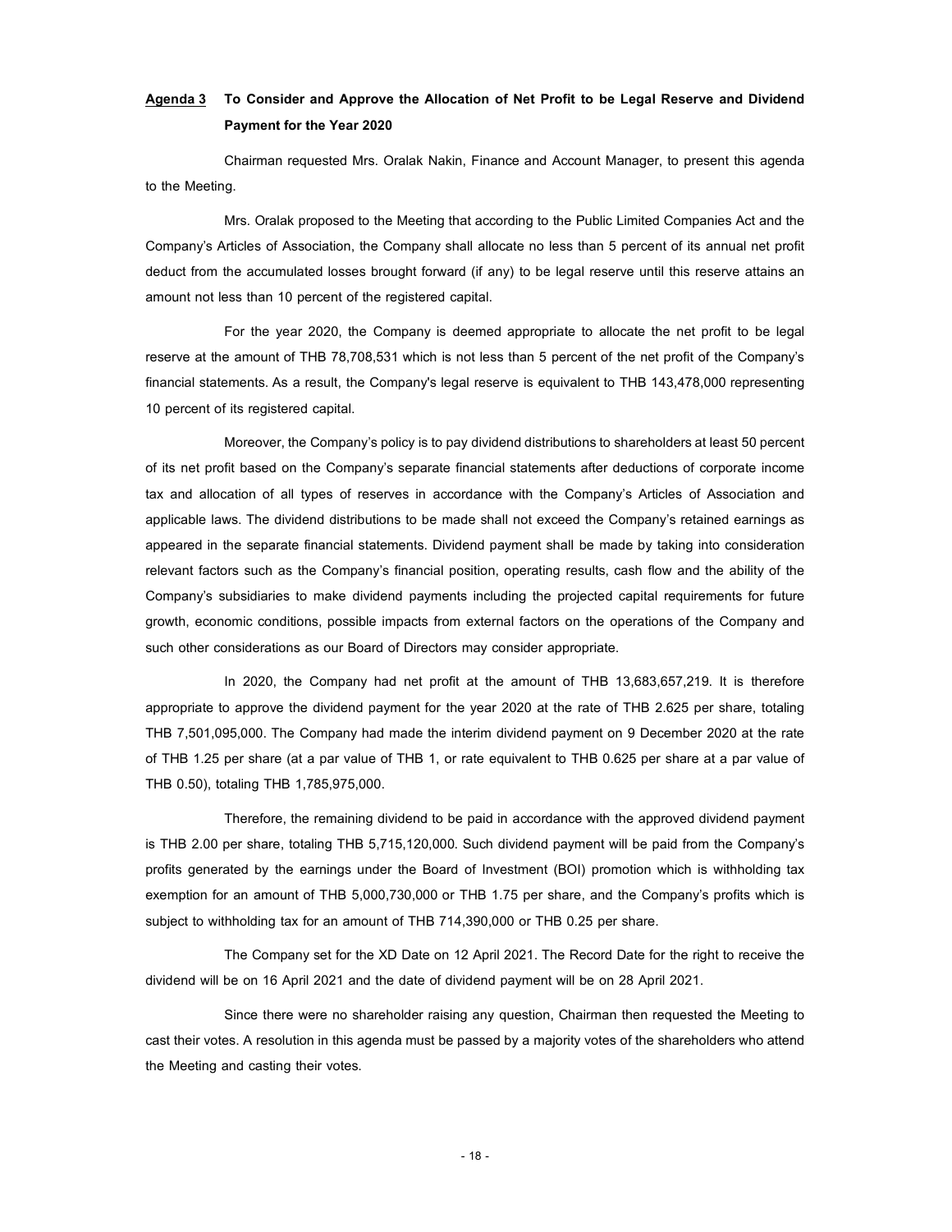**Agenda 3 To Consider and Approve the Allocation of Net Profit to be Legal Reserve and Dividend Payment for the Year 2020**

Chairman requested Mrs. Oralak Nakin, Finance and Account Manager, to present this agenda to the Meeting.

Mrs. Oralak proposed to the Meeting that according to the Public Limited Companies Act and the Company's Articles of Association, the Company shall allocate no less than 5 percent of its annual net profit deduct from the accumulated losses brought forward (if any) to be legal reserve until this reserve attains an amount not less than 10 percent of the registered capital.

For the year 2020, the Company is deemed appropriate to allocate the net profit to be legal reserve at the amount of THB 78,708,531 which is not less than 5 percent of the net profit of the Company's financial statements. As a result, the Company's legal reserve is equivalent to THB 143,478,000 representing 10 percent of its registered capital.

Moreover, the Company's policy is to pay dividend distributions to shareholders at least 50 percent of its net profit based on the Company's separate financial statements after deductions of corporate income tax and allocation of all types of reserves in accordance with the Company's Articles of Association and applicable laws. The dividend distributions to be made shall not exceed the Company's retained earnings as appeared in the separate financial statements. Dividend payment shall be made by taking into consideration relevant factors such as the Company's financial position, operating results, cash flow and the ability of the Company's subsidiaries to make dividend payments including the projected capital requirements for future growth, economic conditions, possible impacts from external factors on the operations of the Company and such other considerations as our Board of Directors may consider appropriate.

In 2020, the Company had net profit at the amount of THB 13,683,657,219. It is therefore appropriate to approve the dividend payment for the year 2020 at the rate of THB 2.625 per share, totaling THB 7,501,095,000. The Company had made the interim dividend payment on 9 December 2020 at the rate of THB 1.25 per share (at a par value of THB 1, or rate equivalent to THB 0.625 per share at a par value of THB 0.50), totaling THB 1,785,975,000.

Therefore, the remaining dividend to be paid in accordance with the approved dividend payment is THB 2.00 per share, totaling THB 5,715,120,000. Such dividend payment will be paid from the Company's profits generated by the earnings under the Board of Investment (BOI) promotion which is withholding tax exemption for an amount of THB 5,000,730,000 or THB 1.75 per share, and the Company's profits which is subject to withholding tax for an amount of THB 714,390,000 or THB 0.25 per share.

The Company set for the XD Date on 12 April 2021. The Record Date for the right to receive the dividend will be on 16 April 2021 and the date of dividend payment will be on 28 April 2021.

Since there were no shareholder raising any question, Chairman then requested the Meeting to cast their votes. A resolution in this agenda must be passed by a majority votes of the shareholders who attend the Meeting and casting their votes.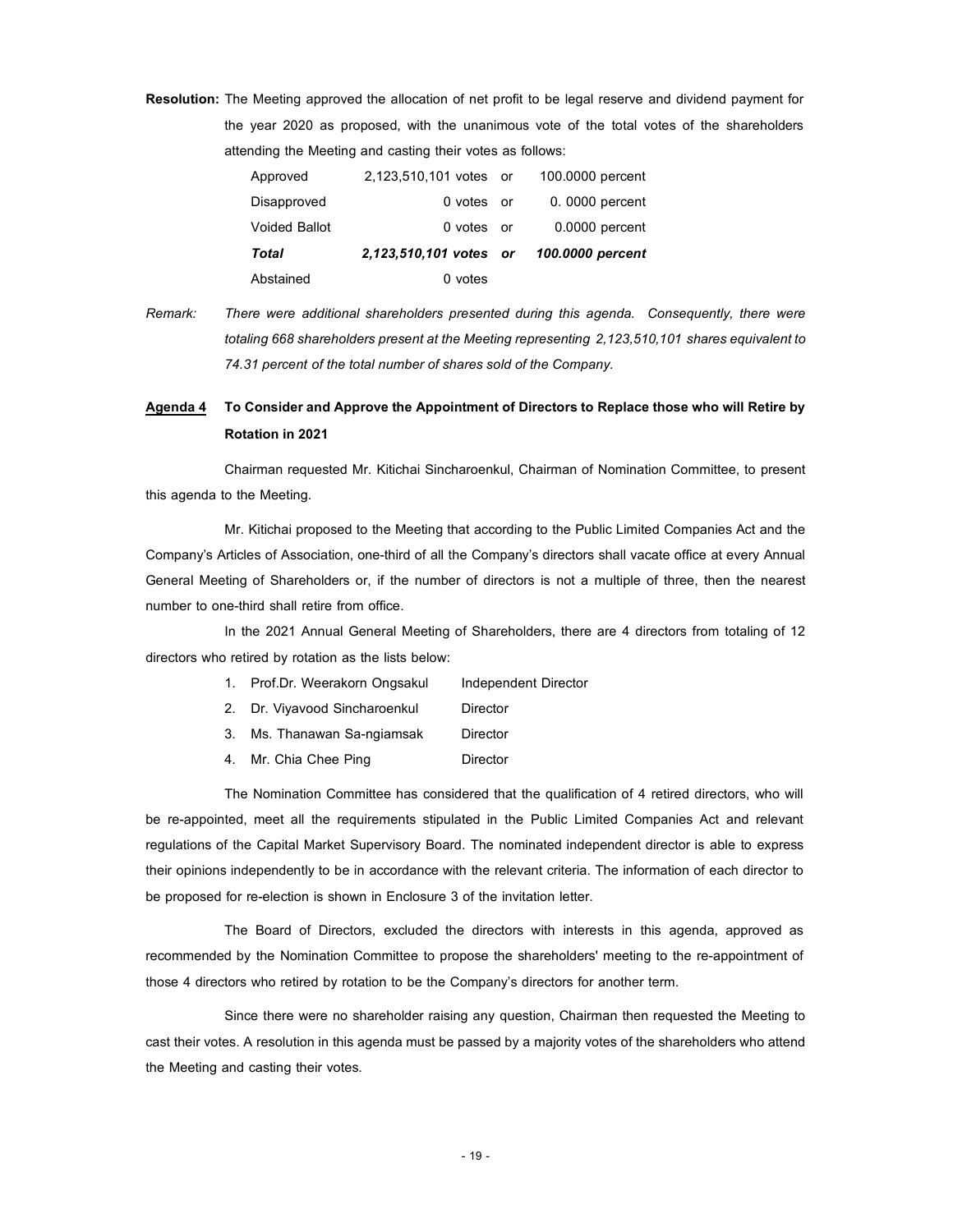**Resolution:** The Meeting approved the allocation of net profit to be legal reserve and dividend payment for the year 2020 as proposed, with the unanimous vote of the total votes of the shareholders attending the Meeting and casting their votes as follows:

| | | | |
|---|---|---|---|
| Approved | 2,123,510,101 votes | or | 100.0000 percent |
| Disapproved | 0 votes | or | 0. 0000 percent |
| Voided Ballot | 0 votes | or | 0.0000 percent |
| ***Total*** | ***2,123,510,101 votes*** | ***or*** | ***100.0000 percent*** |
| Abstained | 0 votes | | |

*Remark: There were additional shareholders presented during this agenda. Consequently, there were totaling 668 shareholders present at the Meeting representing 2,123,510,101 shares equivalent to 74.31 percent of the total number of shares sold of the Company.*

## Agenda 4 To Consider and Approve the Appointment of Directors to Replace those who will Retire by Rotation in 2021

Chairman requested Mr. Kitichai Sincharoenkul, Chairman of Nomination Committee, to present this agenda to the Meeting.

Mr. Kitichai proposed to the Meeting that according to the Public Limited Companies Act and the Company's Articles of Association, one-third of all the Company's directors shall vacate office at every Annual General Meeting of Shareholders or, if the number of directors is not a multiple of three, then the nearest number to one-third shall retire from office.

In the 2021 Annual General Meeting of Shareholders, there are 4 directors from totaling of 12 directors who retired by rotation as the lists below:

1. Prof.Dr. Weerakorn Ongsakul Independent Director
2. Dr. Viyavood Sincharoenkul Director
3. Ms. Thanawan Sa-ngiamsak Director
4. Mr. Chia Chee Ping Director

The Nomination Committee has considered that the qualification of 4 retired directors, who will be re-appointed, meet all the requirements stipulated in the Public Limited Companies Act and relevant regulations of the Capital Market Supervisory Board. The nominated independent director is able to express their opinions independently to be in accordance with the relevant criteria. The information of each director to be proposed for re-election is shown in Enclosure 3 of the invitation letter.

The Board of Directors, excluded the directors with interests in this agenda, approved as recommended by the Nomination Committee to propose the shareholders' meeting to the re-appointment of those 4 directors who retired by rotation to be the Company's directors for another term.

Since there were no shareholder raising any question, Chairman then requested the Meeting to cast their votes. A resolution in this agenda must be passed by a majority votes of the shareholders who attend the Meeting and casting their votes.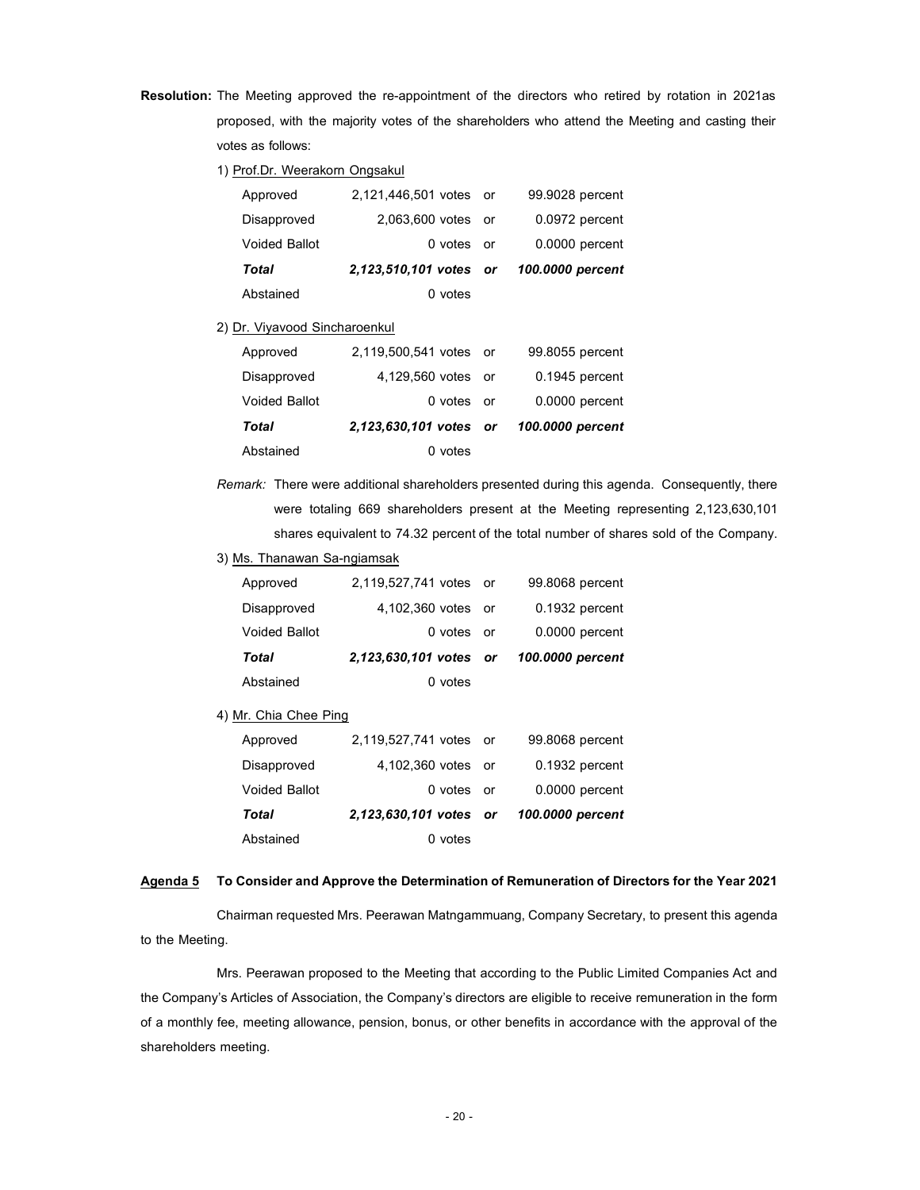**Resolution:** The Meeting approved the re-appointment of the directors who retired by rotation in 2021as proposed, with the majority votes of the shareholders who attend the Meeting and casting their votes as follows:

1) Prof.Dr. Weerakorn Ongsakul

| | | | |
|---|---|---|---|
| Approved | 2,121,446,501 votes | or | 99.9028 percent |
| Disapproved | 2,063,600 votes | or | 0.0972 percent |
| Voided Ballot | 0 votes | or | 0.0000 percent |
| ***Total*** | ***2,123,510,101 votes*** | ***or*** | ***100.0000 percent*** |
| Abstained | 0 votes | | |

2) Dr. Viyavood Sincharoenkul

| | | | |
|---|---|---|---|
| Approved | 2,119,500,541 votes | or | 99.8055 percent |
| Disapproved | 4,129,560 votes | or | 0.1945 percent |
| Voided Ballot | 0 votes | or | 0.0000 percent |
| ***Total*** | ***2,123,630,101 votes*** | ***or*** | ***100.0000 percent*** |
| Abstained | 0 votes | | |

*Remark:* There were additional shareholders presented during this agenda. Consequently, there were totaling 669 shareholders present at the Meeting representing 2,123,630,101 shares equivalent to 74.32 percent of the total number of shares sold of the Company.

3) Ms. Thanawan Sa-ngiamsak

| | | | |
|---|---|---|---|
| Approved | 2,119,527,741 votes | or | 99.8068 percent |
| Disapproved | 4,102,360 votes | or | 0.1932 percent |
| Voided Ballot | 0 votes | or | 0.0000 percent |
| ***Total*** | ***2,123,630,101 votes*** | ***or*** | ***100.0000 percent*** |
| Abstained | 0 votes | | |

4) Mr. Chia Chee Ping

| | | | |
|---|---|---|---|
| Approved | 2,119,527,741 votes | or | 99.8068 percent |
| Disapproved | 4,102,360 votes | or | 0.1932 percent |
| Voided Ballot | 0 votes | or | 0.0000 percent |
| ***Total*** | ***2,123,630,101 votes*** | ***or*** | ***100.0000 percent*** |
| Abstained | 0 votes | | |

**Agenda 5 To Consider and Approve the Determination of Remuneration of Directors for the Year 2021**

Chairman requested Mrs. Peerawan Matngammuang, Company Secretary, to present this agenda to the Meeting.

Mrs. Peerawan proposed to the Meeting that according to the Public Limited Companies Act and the Company's Articles of Association, the Company's directors are eligible to receive remuneration in the form of a monthly fee, meeting allowance, pension, bonus, or other benefits in accordance with the approval of the shareholders meeting.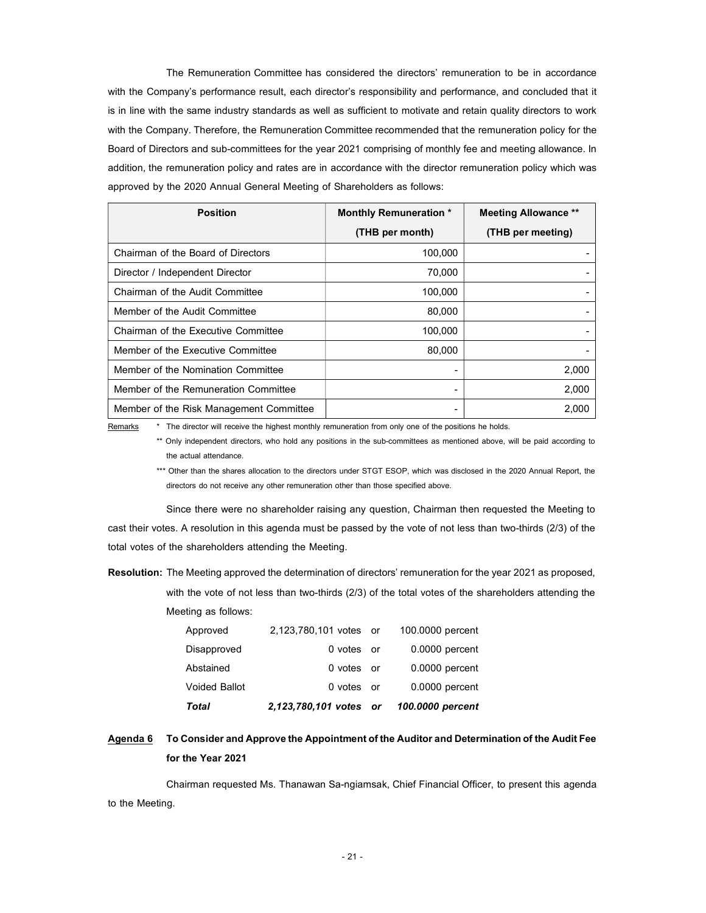The Remuneration Committee has considered the directors' remuneration to be in accordance with the Company's performance result, each director's responsibility and performance, and concluded that it is in line with the same industry standards as well as sufficient to motivate and retain quality directors to work with the Company. Therefore, the Remuneration Committee recommended that the remuneration policy for the Board of Directors and sub-committees for the year 2021 comprising of monthly fee and meeting allowance. In addition, the remuneration policy and rates are in accordance with the director remuneration policy which was approved by the 2020 Annual General Meeting of Shareholders as follows:

| Position | Monthly Remuneration * (THB per month) | Meeting Allowance ** (THB per meeting) |
|---|---|---|
| Chairman of the Board of Directors | 100,000 | - |
| Director / Independent Director | 70,000 | - |
| Chairman of the Audit Committee | 100,000 | - |
| Member of the Audit Committee | 80,000 | - |
| Chairman of the Executive Committee | 100,000 | - |
| Member of the Executive Committee | 80,000 | - |
| Member of the Nomination Committee | - | 2,000 |
| Member of the Remuneration Committee | - | 2,000 |
| Member of the Risk Management Committee | - | 2,000 |

Remarks * The director will receive the highest monthly remuneration from only one of the positions he holds.

** Only independent directors, who hold any positions in the sub-committees as mentioned above, will be paid according to the actual attendance.

*** Other than the shares allocation to the directors under STGT ESOP, which was disclosed in the 2020 Annual Report, the directors do not receive any other remuneration other than those specified above.

Since there were no shareholder raising any question, Chairman then requested the Meeting to cast their votes. A resolution in this agenda must be passed by the vote of not less than two-thirds (2/3) of the total votes of the shareholders attending the Meeting.

**Resolution:** The Meeting approved the determination of directors' remuneration for the year 2021 as proposed, with the vote of not less than two-thirds (2/3) of the total votes of the shareholders attending the Meeting as follows:

| | | | |
|---|---|---|---|
| Approved | 2,123,780,101 votes | or | 100.0000 percent |
| Disapproved | 0 votes | or | 0.0000 percent |
| Abstained | 0 votes | or | 0.0000 percent |
| Voided Ballot | 0 votes | or | 0.0000 percent |
| ***Total*** | ***2,123,780,101 votes*** | ***or*** | ***100.0000 percent*** |

**Agenda 6 To Consider and Approve the Appointment of the Auditor and Determination of the Audit Fee for the Year 2021**

Chairman requested Ms. Thanawan Sa-ngiamsak, Chief Financial Officer, to present this agenda to the Meeting.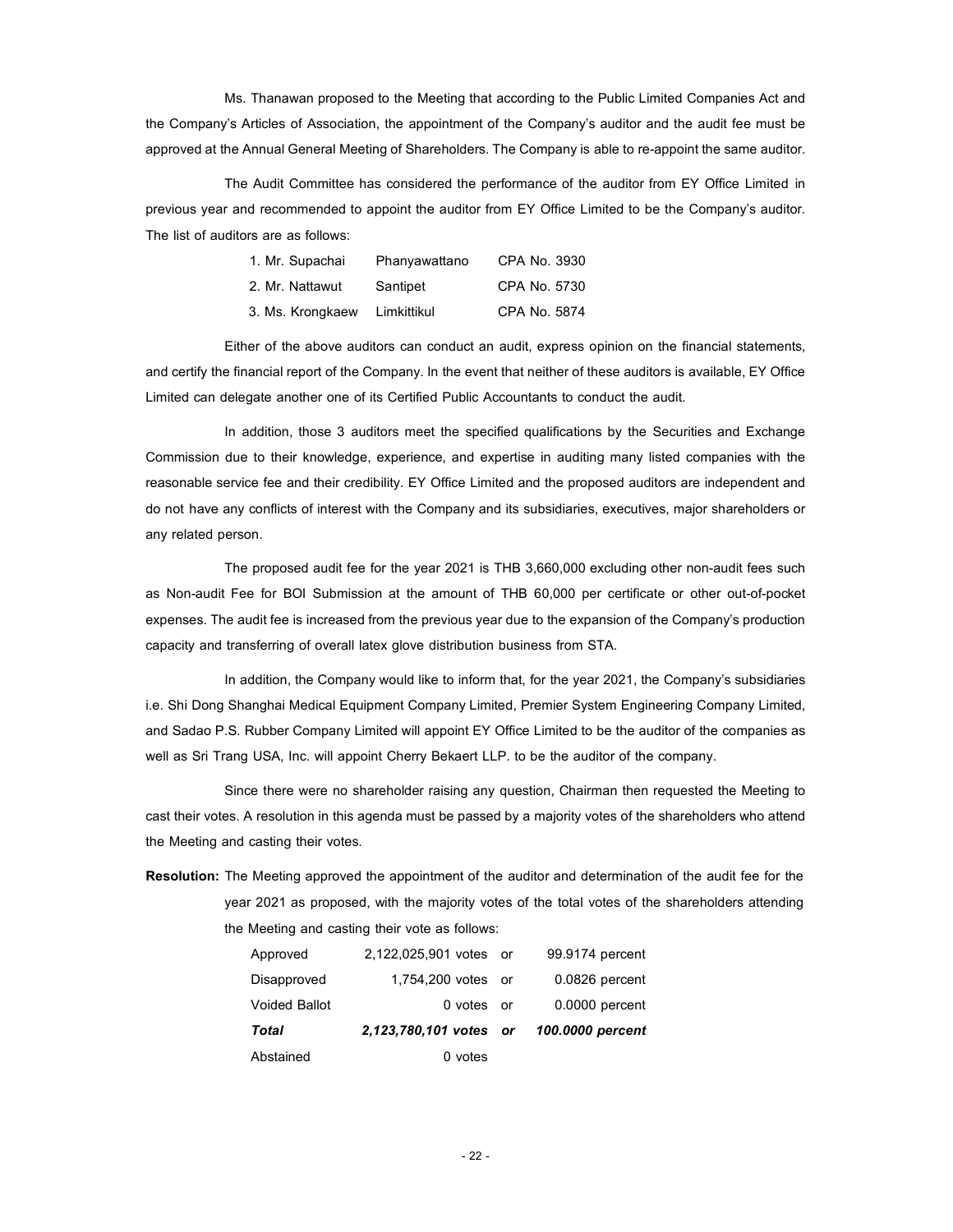Ms. Thanawan proposed to the Meeting that according to the Public Limited Companies Act and the Company's Articles of Association, the appointment of the Company's auditor and the audit fee must be approved at the Annual General Meeting of Shareholders. The Company is able to re-appoint the same auditor.

The Audit Committee has considered the performance of the auditor from EY Office Limited in previous year and recommended to appoint the auditor from EY Office Limited to be the Company's auditor. The list of auditors are as follows:

| | | |
|---|---|---|
| 1. Mr. Supachai | Phanyawattano | CPA No. 3930 |
| 2. Mr. Nattawut | Santipet | CPA No. 5730 |
| 3. Ms. Krongkaew | Limkittikul | CPA No. 5874 |

Either of the above auditors can conduct an audit, express opinion on the financial statements, and certify the financial report of the Company. In the event that neither of these auditors is available, EY Office Limited can delegate another one of its Certified Public Accountants to conduct the audit.

In addition, those 3 auditors meet the specified qualifications by the Securities and Exchange Commission due to their knowledge, experience, and expertise in auditing many listed companies with the reasonable service fee and their credibility. EY Office Limited and the proposed auditors are independent and do not have any conflicts of interest with the Company and its subsidiaries, executives, major shareholders or any related person.

The proposed audit fee for the year 2021 is THB 3,660,000 excluding other non-audit fees such as Non-audit Fee for BOI Submission at the amount of THB 60,000 per certificate or other out-of-pocket expenses. The audit fee is increased from the previous year due to the expansion of the Company's production capacity and transferring of overall latex glove distribution business from STA.

In addition, the Company would like to inform that, for the year 2021, the Company's subsidiaries i.e. Shi Dong Shanghai Medical Equipment Company Limited, Premier System Engineering Company Limited, and Sadao P.S. Rubber Company Limited will appoint EY Office Limited to be the auditor of the companies as well as Sri Trang USA, Inc. will appoint Cherry Bekaert LLP. to be the auditor of the company.

Since there were no shareholder raising any question, Chairman then requested the Meeting to cast their votes. A resolution in this agenda must be passed by a majority votes of the shareholders who attend the Meeting and casting their votes.

**Resolution:** The Meeting approved the appointment of the auditor and determination of the audit fee for the year 2021 as proposed, with the majority votes of the total votes of the shareholders attending the Meeting and casting their vote as follows:

| | | | |
|---|---|---|---|
| Approved | 2,122,025,901 votes | or | 99.9174 percent |
| Disapproved | 1,754,200 votes | or | 0.0826 percent |
| Voided Ballot | 0 votes | or | 0.0000 percent |
| ***Total*** | ***2,123,780,101 votes*** | ***or*** | ***100.0000 percent*** |
| Abstained | 0 votes | | |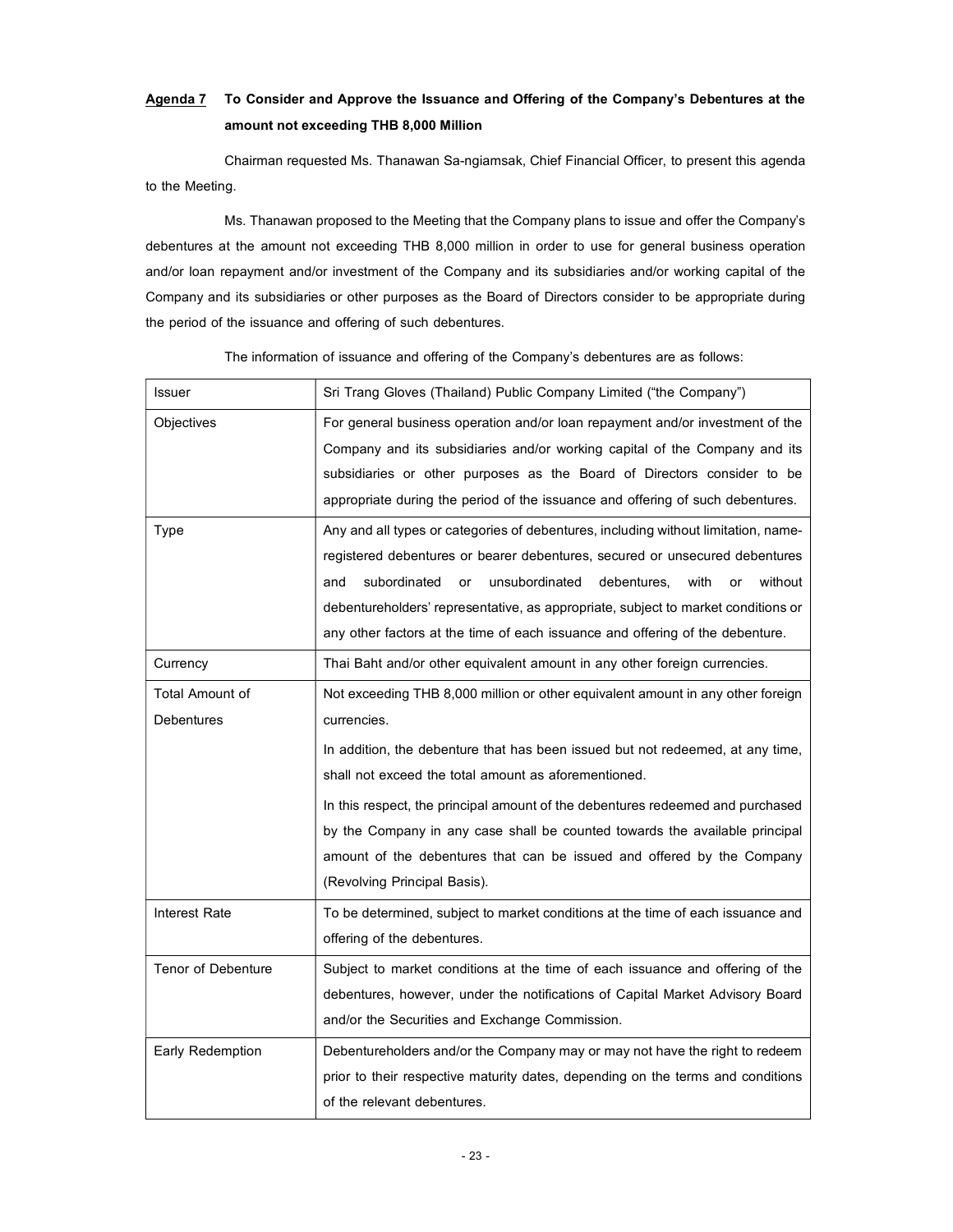**Agenda 7 To Consider and Approve the Issuance and Offering of the Company's Debentures at the amount not exceeding THB 8,000 Million**

Chairman requested Ms. Thanawan Sa-ngiamsak, Chief Financial Officer, to present this agenda to the Meeting.

Ms. Thanawan proposed to the Meeting that the Company plans to issue and offer the Company's debentures at the amount not exceeding THB 8,000 million in order to use for general business operation and/or loan repayment and/or investment of the Company and its subsidiaries and/or working capital of the Company and its subsidiaries or other purposes as the Board of Directors consider to be appropriate during the period of the issuance and offering of such debentures.

The information of issuance and offering of the Company's debentures are as follows:

| | |
|---|---|
| Issuer | Sri Trang Gloves (Thailand) Public Company Limited ("the Company") |
| Objectives | For general business operation and/or loan repayment and/or investment of the Company and its subsidiaries and/or working capital of the Company and its subsidiaries or other purposes as the Board of Directors consider to be appropriate during the period of the issuance and offering of such debentures. |
| Type | Any and all types or categories of debentures, including without limitation, name-registered debentures or bearer debentures, secured or unsecured debentures and subordinated or unsubordinated debentures, with or without debentureholders' representative, as appropriate, subject to market conditions or any other factors at the time of each issuance and offering of the debenture. |
| Currency | Thai Baht and/or other equivalent amount in any other foreign currencies. |
| Total Amount of Debentures | Not exceeding THB 8,000 million or other equivalent amount in any other foreign currencies.<br><br>In addition, the debenture that has been issued but not redeemed, at any time, shall not exceed the total amount as aforementioned.<br><br>In this respect, the principal amount of the debentures redeemed and purchased by the Company in any case shall be counted towards the available principal amount of the debentures that can be issued and offered by the Company (Revolving Principal Basis). |
| Interest Rate | To be determined, subject to market conditions at the time of each issuance and offering of the debentures. |
| Tenor of Debenture | Subject to market conditions at the time of each issuance and offering of the debentures, however, under the notifications of Capital Market Advisory Board and/or the Securities and Exchange Commission. |
| Early Redemption | Debentureholders and/or the Company may or may not have the right to redeem prior to their respective maturity dates, depending on the terms and conditions of the relevant debentures. |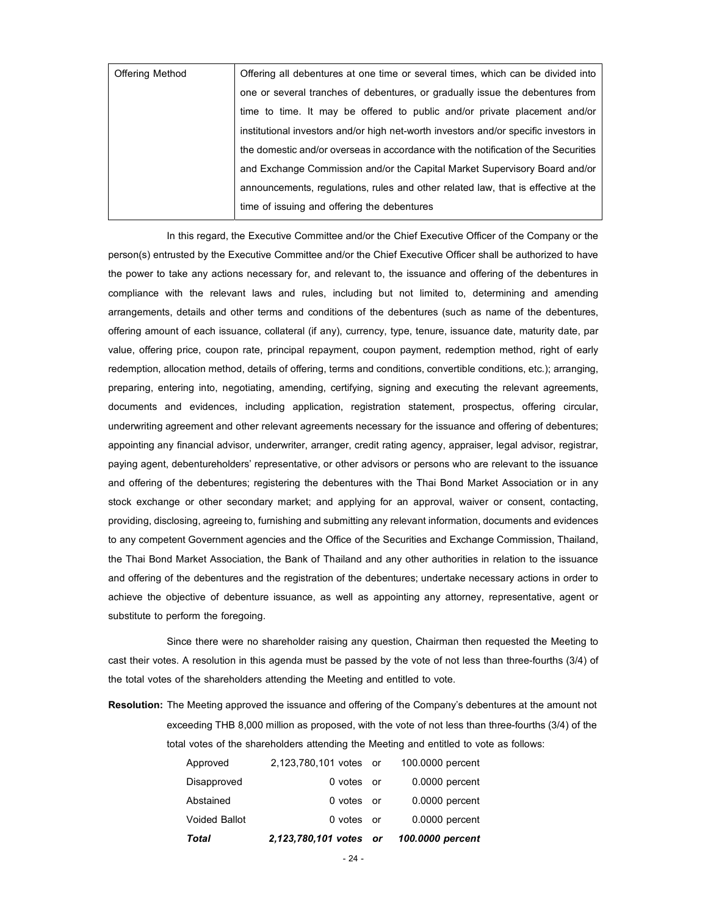| Offering Method | Offering all debentures at one time or several times, which can be divided into one or several tranches of debentures, or gradually issue the debentures from time to time. It may be offered to public and/or private placement and/or institutional investors and/or high net-worth investors and/or specific investors in the domestic and/or overseas in accordance with the notification of the Securities and Exchange Commission and/or the Capital Market Supervisory Board and/or announcements, regulations, rules and other related law, that is effective at the time of issuing and offering the debentures |
|---|---|

In this regard, the Executive Committee and/or the Chief Executive Officer of the Company or the person(s) entrusted by the Executive Committee and/or the Chief Executive Officer shall be authorized to have the power to take any actions necessary for, and relevant to, the issuance and offering of the debentures in compliance with the relevant laws and rules, including but not limited to, determining and amending arrangements, details and other terms and conditions of the debentures (such as name of the debentures, offering amount of each issuance, collateral (if any), currency, type, tenure, issuance date, maturity date, par value, offering price, coupon rate, principal repayment, coupon payment, redemption method, right of early redemption, allocation method, details of offering, terms and conditions, convertible conditions, etc.); arranging, preparing, entering into, negotiating, amending, certifying, signing and executing the relevant agreements, documents and evidences, including application, registration statement, prospectus, offering circular, underwriting agreement and other relevant agreements necessary for the issuance and offering of debentures; appointing any financial advisor, underwriter, arranger, credit rating agency, appraiser, legal advisor, registrar, paying agent, debentureholders' representative, or other advisors or persons who are relevant to the issuance and offering of the debentures; registering the debentures with the Thai Bond Market Association or in any stock exchange or other secondary market; and applying for an approval, waiver or consent, contacting, providing, disclosing, agreeing to, furnishing and submitting any relevant information, documents and evidences to any competent Government agencies and the Office of the Securities and Exchange Commission, Thailand, the Thai Bond Market Association, the Bank of Thailand and any other authorities in relation to the issuance and offering of the debentures and the registration of the debentures; undertake necessary actions in order to achieve the objective of debenture issuance, as well as appointing any attorney, representative, agent or substitute to perform the foregoing.

Since there were no shareholder raising any question, Chairman then requested the Meeting to cast their votes. A resolution in this agenda must be passed by the vote of not less than three-fourths (3/4) of the total votes of the shareholders attending the Meeting and entitled to vote.

**Resolution:** The Meeting approved the issuance and offering of the Company's debentures at the amount not exceeding THB 8,000 million as proposed, with the vote of not less than three-fourths (3/4) of the total votes of the shareholders attending the Meeting and entitled to vote as follows:

| | | | |
|---|---|---|---|
| Approved | 2,123,780,101 votes | or | 100.0000 percent |
| Disapproved | 0 votes | or | 0.0000 percent |
| Abstained | 0 votes | or | 0.0000 percent |
| Voided Ballot | 0 votes | or | 0.0000 percent |
| ***Total*** | ***2,123,780,101 votes*** | ***or*** | ***100.0000 percent*** |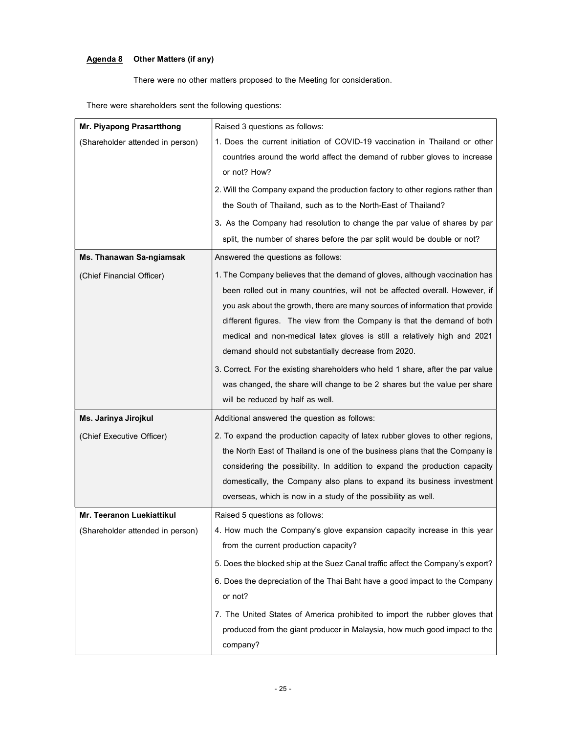**Agenda 8 Other Matters (if any)**

There were no other matters proposed to the Meeting for consideration.

There were shareholders sent the following questions:

| | |
|---|---|
| **Mr. Piyapong Prasartthong**<br>(Shareholder attended in person) | Raised 3 questions as follows:<br>1. Does the current initiation of COVID-19 vaccination in Thailand or other countries around the world affect the demand of rubber gloves to increase or not? How?<br>2. Will the Company expand the production factory to other regions rather than the South of Thailand, such as to the North-East of Thailand?<br>3. As the Company had resolution to change the par value of shares by par split, the number of shares before the par split would be double or not? |
| **Ms. Thanawan Sa-ngiamsak**<br>(Chief Financial Officer) | Answered the questions as follows:<br>1. The Company believes that the demand of gloves, although vaccination has been rolled out in many countries, will not be affected overall. However, if you ask about the growth, there are many sources of information that provide different figures. The view from the Company is that the demand of both medical and non-medical latex gloves is still a relatively high and 2021 demand should not substantially decrease from 2020.<br>3. Correct. For the existing shareholders who held 1 share, after the par value was changed, the share will change to be 2 shares but the value per share will be reduced by half as well. |
| **Ms. Jarinya Jirojkul**<br>(Chief Executive Officer) | Additional answered the question as follows:<br>2. To expand the production capacity of latex rubber gloves to other regions, the North East of Thailand is one of the business plans that the Company is considering the possibility. In addition to expand the production capacity domestically, the Company also plans to expand its business investment overseas, which is now in a study of the possibility as well. |
| **Mr. Teeranon Luekiattikul**<br>(Shareholder attended in person) | Raised 5 questions as follows:<br>4. How much the Company's glove expansion capacity increase in this year from the current production capacity?<br>5. Does the blocked ship at the Suez Canal traffic affect the Company's export?<br>6. Does the depreciation of the Thai Baht have a good impact to the Company or not?<br>7. The United States of America prohibited to import the rubber gloves that produced from the giant producer in Malaysia, how much good impact to the company? |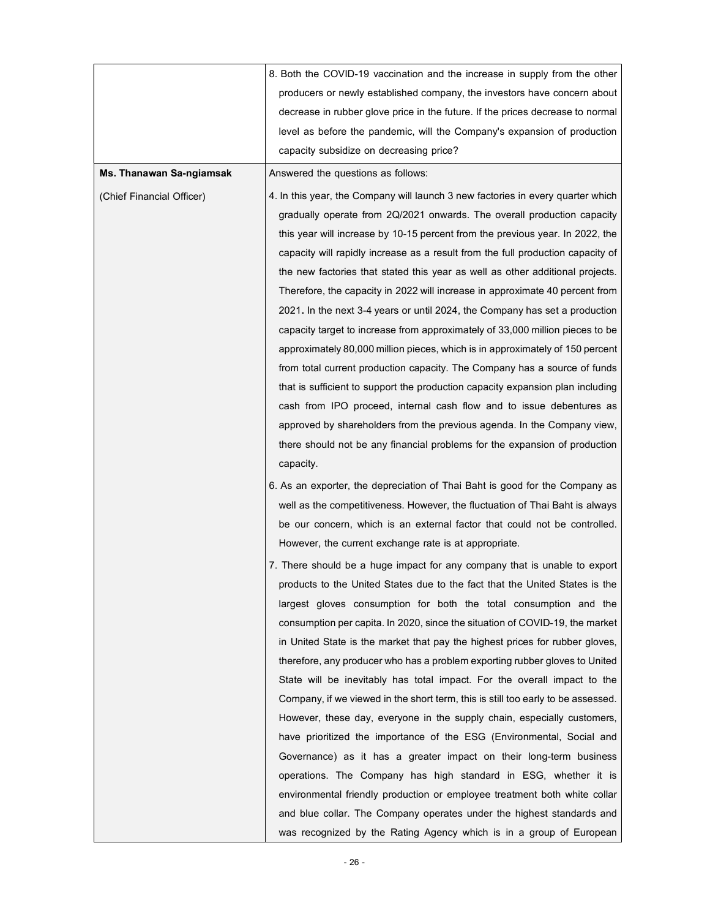| | |
|---|---|
| | 8. Both the COVID-19 vaccination and the increase in supply from the other producers or newly established company, the investors have concern about decrease in rubber glove price in the future. If the prices decrease to normal level as before the pandemic, will the Company's expansion of production capacity subsidize on decreasing price? |
| **Ms. Thanawan Sa-ngiamsak**<br><br>(Chief Financial Officer) | Answered the questions as follows:<br><br>4. In this year, the Company will launch 3 new factories in every quarter which gradually operate from 2Q/2021 onwards. The overall production capacity this year will increase by 10-15 percent from the previous year. In 2022, the capacity will rapidly increase as a result from the full production capacity of the new factories that stated this year as well as other additional projects. Therefore, the capacity in 2022 will increase in approximate 40 percent from 2021**.** In the next 3-4 years or until 2024, the Company has set a production capacity target to increase from approximately of 33,000 million pieces to be approximately 80,000 million pieces, which is in approximately of 150 percent from total current production capacity. The Company has a source of funds that is sufficient to support the production capacity expansion plan including cash from IPO proceed, internal cash flow and to issue debentures as approved by shareholders from the previous agenda. In the Company view, there should not be any financial problems for the expansion of production capacity.<br><br>6. As an exporter, the depreciation of Thai Baht is good for the Company as well as the competitiveness. However, the fluctuation of Thai Baht is always be our concern, which is an external factor that could not be controlled. However, the current exchange rate is at appropriate.<br><br>7. There should be a huge impact for any company that is unable to export products to the United States due to the fact that the United States is the largest gloves consumption for both the total consumption and the consumption per capita. In 2020, since the situation of COVID-19, the market in United State is the market that pay the highest prices for rubber gloves, therefore, any producer who has a problem exporting rubber gloves to United State will be inevitably has total impact. For the overall impact to the Company, if we viewed in the short term, this is still too early to be assessed. However, these day, everyone in the supply chain, especially customers, have prioritized the importance of the ESG (Environmental, Social and Governance) as it has a greater impact on their long-term business operations. The Company has high standard in ESG, whether it is environmental friendly production or employee treatment both white collar and blue collar. The Company operates under the highest standards and was recognized by the Rating Agency which is in a group of European |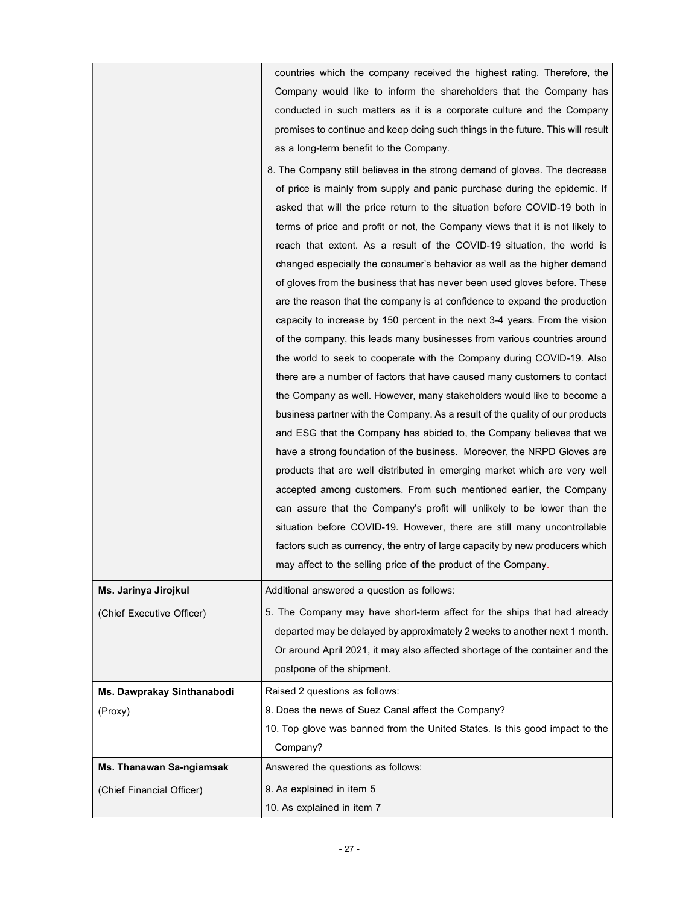| | |
|---|---|
| | countries which the company received the highest rating. Therefore, the Company would like to inform the shareholders that the Company has conducted in such matters as it is a corporate culture and the Company promises to continue and keep doing such things in the future. This will result as a long-term benefit to the Company.<br>8. The Company still believes in the strong demand of gloves. The decrease of price is mainly from supply and panic purchase during the epidemic. If asked that will the price return to the situation before COVID-19 both in terms of price and profit or not, the Company views that it is not likely to reach that extent. As a result of the COVID-19 situation, the world is changed especially the consumer's behavior as well as the higher demand of gloves from the business that has never been used gloves before. These are the reason that the company is at confidence to expand the production capacity to increase by 150 percent in the next 3-4 years. From the vision of the company, this leads many businesses from various countries around the world to seek to cooperate with the Company during COVID-19. Also there are a number of factors that have caused many customers to contact the Company as well. However, many stakeholders would like to become a business partner with the Company. As a result of the quality of our products and ESG that the Company has abided to, the Company believes that we have a strong foundation of the business. Moreover, the NRPD Gloves are products that are well distributed in emerging market which are very well accepted among customers. From such mentioned earlier, the Company can assure that the Company's profit will unlikely to be lower than the situation before COVID-19. However, there are still many uncontrollable factors such as currency, the entry of large capacity by new producers which may affect to the selling price of the product of the Company. |
| **Ms. Jarinya Jirojkul**<br>(Chief Executive Officer) | Additional answered a question as follows:<br>5. The Company may have short-term affect for the ships that had already departed may be delayed by approximately 2 weeks to another next 1 month. Or around April 2021, it may also affected shortage of the container and the postpone of the shipment. |
| **Ms. Dawprakay Sinthanabodi**<br>(Proxy) | Raised 2 questions as follows:<br>9. Does the news of Suez Canal affect the Company?<br>10. Top glove was banned from the United States. Is this good impact to the Company? |
| **Ms. Thanawan Sa-ngiamsak**<br>(Chief Financial Officer) | Answered the questions as follows:<br>9. As explained in item 5<br>10. As explained in item 7 |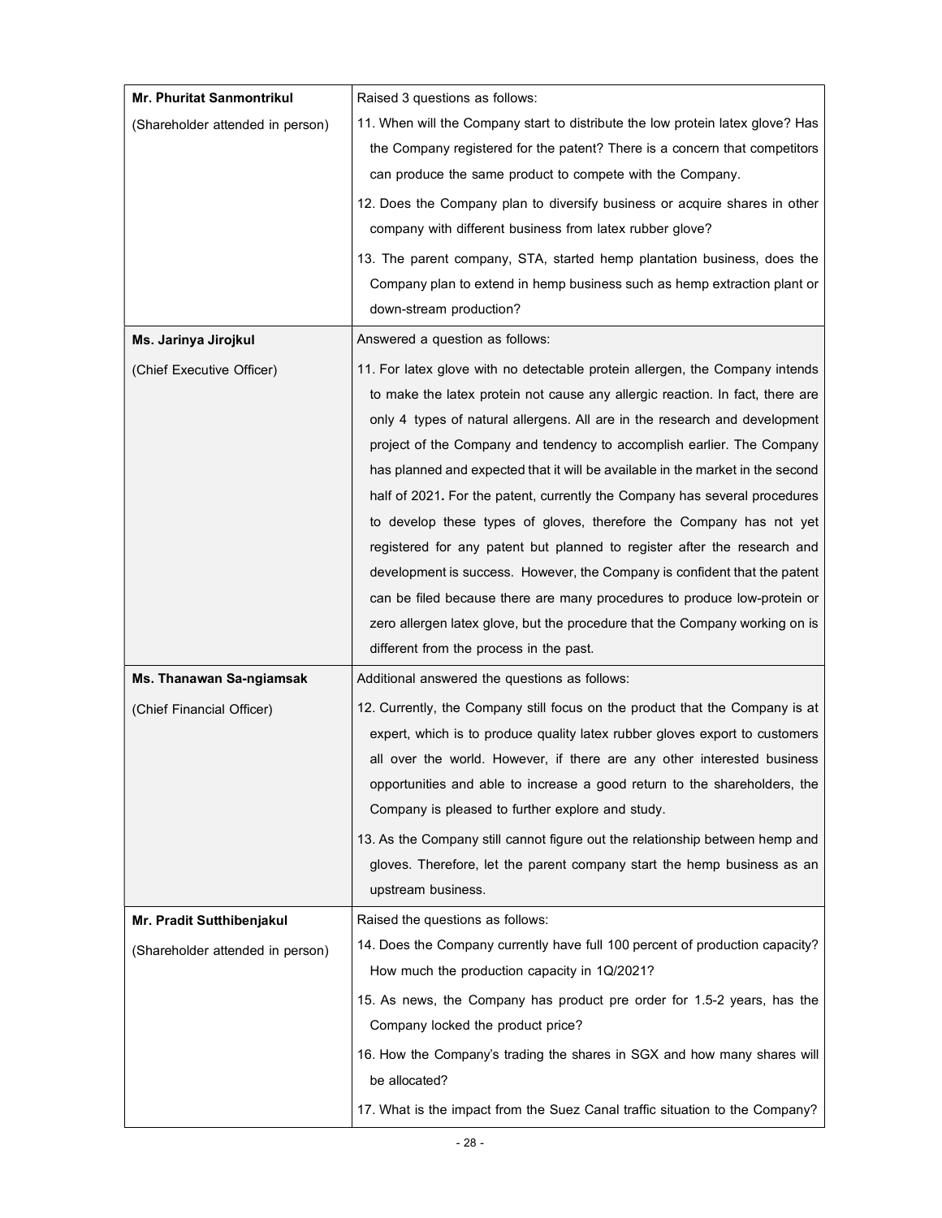| | |
|---|---|
| **Mr. Phuritat Sanmontrikul** (Shareholder attended in person) | Raised 3 questions as follows:<br>11. When will the Company start to distribute the low protein latex glove? Has the Company registered for the patent? There is a concern that competitors can produce the same product to compete with the Company.<br>12. Does the Company plan to diversify business or acquire shares in other company with different business from latex rubber glove?<br>13. The parent company, STA, started hemp plantation business, does the Company plan to extend in hemp business such as hemp extraction plant or down-stream production? |
| **Ms. Jarinya Jirojkul** (Chief Executive Officer) | Answered a question as follows:<br>11. For latex glove with no detectable protein allergen, the Company intends to make the latex protein not cause any allergic reaction. In fact, there are only 4 types of natural allergens. All are in the research and development project of the Company and tendency to accomplish earlier. The Company has planned and expected that it will be available in the market in the second half of 2021**.** For the patent, currently the Company has several procedures to develop these types of gloves, therefore the Company has not yet registered for any patent but planned to register after the research and development is success. However, the Company is confident that the patent can be filed because there are many procedures to produce low-protein or zero allergen latex glove, but the procedure that the Company working on is different from the process in the past. |
| **Ms. Thanawan Sa-ngiamsak** (Chief Financial Officer) | Additional answered the questions as follows:<br>12. Currently, the Company still focus on the product that the Company is at expert, which is to produce quality latex rubber gloves export to customers all over the world. However, if there are any other interested business opportunities and able to increase a good return to the shareholders, the Company is pleased to further explore and study.<br>13. As the Company still cannot figure out the relationship between hemp and gloves. Therefore, let the parent company start the hemp business as an upstream business. |
| **Mr. Pradit Sutthibenjakul** (Shareholder attended in person) | Raised the questions as follows:<br>14. Does the Company currently have full 100 percent of production capacity? How much the production capacity in 1Q/2021?<br>15. As news, the Company has product pre order for 1.5-2 years, has the Company locked the product price?<br>16. How the Company's trading the shares in SGX and how many shares will be allocated?<br>17. What is the impact from the Suez Canal traffic situation to the Company? |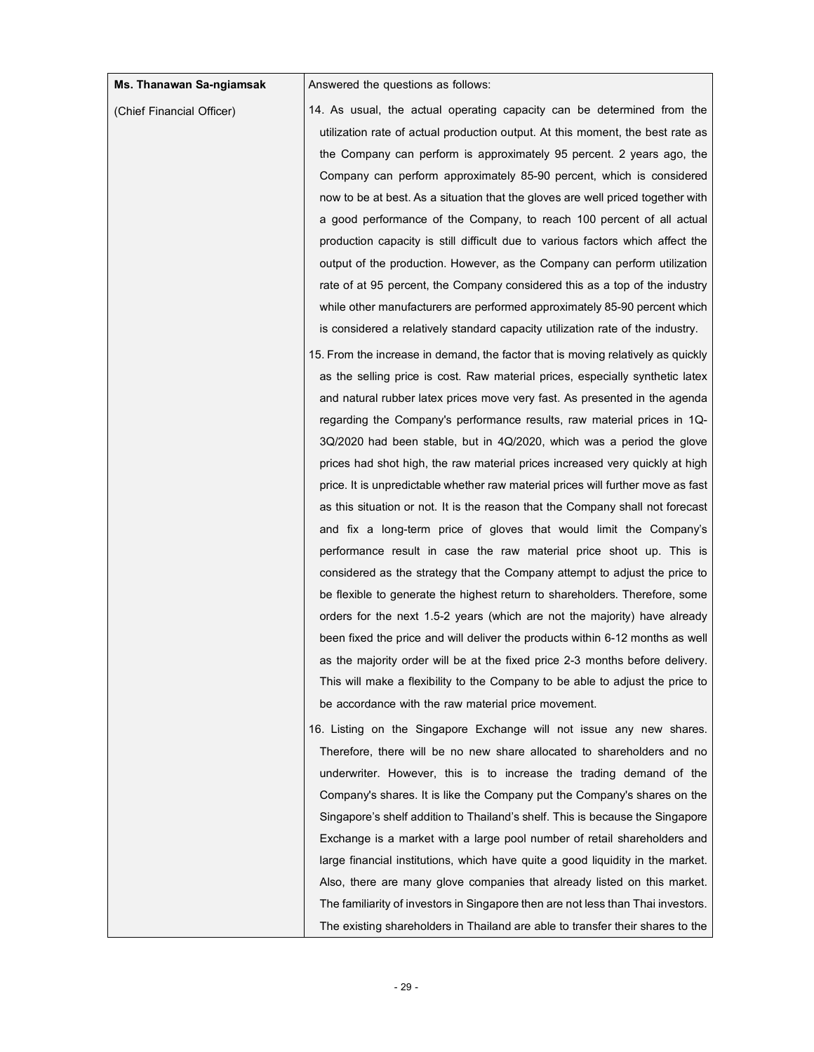| Ms. Thanawan Sa-ngiamsak (Chief Financial Officer) | Answered the questions as follows: |
| --- | --- |
| | 14. As usual, the actual operating capacity can be determined from the utilization rate of actual production output. At this moment, the best rate as the Company can perform is approximately 95 percent. 2 years ago, the Company can perform approximately 85-90 percent, which is considered now to be at best. As a situation that the gloves are well priced together with a good performance of the Company, to reach 100 percent of all actual production capacity is still difficult due to various factors which affect the output of the production. However, as the Company can perform utilization rate of at 95 percent, the Company considered this as a top of the industry while other manufacturers are performed approximately 85-90 percent which is considered a relatively standard capacity utilization rate of the industry. |
| | 15. From the increase in demand, the factor that is moving relatively as quickly as the selling price is cost. Raw material prices, especially synthetic latex and natural rubber latex prices move very fast. As presented in the agenda regarding the Company's performance results, raw material prices in 1Q-3Q/2020 had been stable, but in 4Q/2020, which was a period the glove prices had shot high, the raw material prices increased very quickly at high price. It is unpredictable whether raw material prices will further move as fast as this situation or not. It is the reason that the Company shall not forecast and fix a long-term price of gloves that would limit the Company's performance result in case the raw material price shoot up. This is considered as the strategy that the Company attempt to adjust the price to be flexible to generate the highest return to shareholders. Therefore, some orders for the next 1.5-2 years (which are not the majority) have already been fixed the price and will deliver the products within 6-12 months as well as the majority order will be at the fixed price 2-3 months before delivery. This will make a flexibility to the Company to be able to adjust the price to be accordance with the raw material price movement. |
| | 16. Listing on the Singapore Exchange will not issue any new shares. Therefore, there will be no new share allocated to shareholders and no underwriter. However, this is to increase the trading demand of the Company's shares. It is like the Company put the Company's shares on the Singapore's shelf addition to Thailand's shelf. This is because the Singapore Exchange is a market with a large pool number of retail shareholders and large financial institutions, which have quite a good liquidity in the market. Also, there are many glove companies that already listed on this market. The familiarity of investors in Singapore then are not less than Thai investors. The existing shareholders in Thailand are able to transfer their shares to the |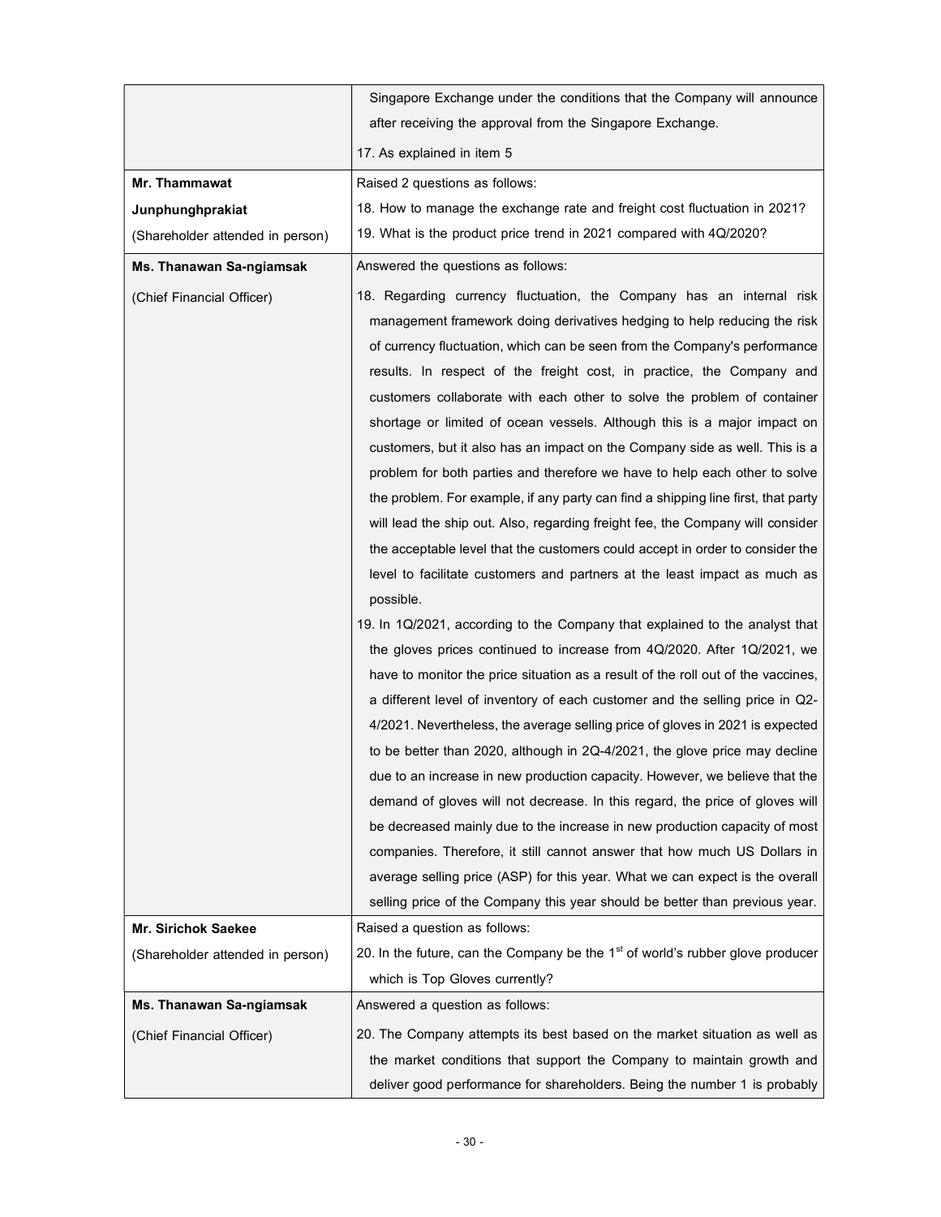| | |
|---|---|
| | Singapore Exchange under the conditions that the Company will announce after receiving the approval from the Singapore Exchange.<br><br>17. As explained in item 5 |
| **Mr. Thammawat Junphunghprakiat**<br>(Shareholder attended in person) | Raised 2 questions as follows:<br>18. How to manage the exchange rate and freight cost fluctuation in 2021?<br>19. What is the product price trend in 2021 compared with 4Q/2020? |
| **Ms. Thanawan Sa-ngiamsak**<br>(Chief Financial Officer) | Answered the questions as follows:<br>18. Regarding currency fluctuation, the Company has an internal risk management framework doing derivatives hedging to help reducing the risk of currency fluctuation, which can be seen from the Company's performance results. In respect of the freight cost, in practice, the Company and customers collaborate with each other to solve the problem of container shortage or limited of ocean vessels. Although this is a major impact on customers, but it also has an impact on the Company side as well. This is a problem for both parties and therefore we have to help each other to solve the problem. For example, if any party can find a shipping line first, that party will lead the ship out. Also, regarding freight fee, the Company will consider the acceptable level that the customers could accept in order to consider the level to facilitate customers and partners at the least impact as much as possible.<br>19. In 1Q/2021, according to the Company that explained to the analyst that the gloves prices continued to increase from 4Q/2020. After 1Q/2021, we have to monitor the price situation as a result of the roll out of the vaccines, a different level of inventory of each customer and the selling price in Q2-4/2021. Nevertheless, the average selling price of gloves in 2021 is expected to be better than 2020, although in 2Q-4/2021, the glove price may decline due to an increase in new production capacity. However, we believe that the demand of gloves will not decrease. In this regard, the price of gloves will be decreased mainly due to the increase in new production capacity of most companies. Therefore, it still cannot answer that how much US Dollars in average selling price (ASP) for this year. What we can expect is the overall selling price of the Company this year should be better than previous year. |
| **Mr. Sirichok Saekee**<br>(Shareholder attended in person) | Raised a question as follows:<br>20. In the future, can the Company be the 1st of world's rubber glove producer which is Top Gloves currently? |
| **Ms. Thanawan Sa-ngiamsak**<br>(Chief Financial Officer) | Answered a question as follows:<br>20. The Company attempts its best based on the market situation as well as the market conditions that support the Company to maintain growth and deliver good performance for shareholders. Being the number 1 is probably |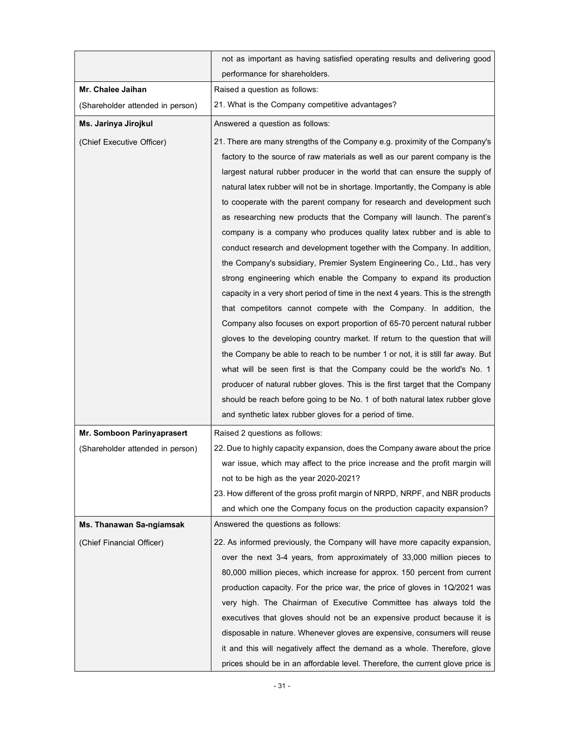| | |
|---|---|
| | not as important as having satisfied operating results and delivering good performance for shareholders. |
| **Mr. Chalee Jaihan**<br>(Shareholder attended in person) | Raised a question as follows:<br>21. What is the Company competitive advantages? |
| **Ms. Jarinya Jirojkul**<br>(Chief Executive Officer) | Answered a question as follows:<br>21. There are many strengths of the Company e.g. proximity of the Company's factory to the source of raw materials as well as our parent company is the largest natural rubber producer in the world that can ensure the supply of natural latex rubber will not be in shortage. Importantly, the Company is able to cooperate with the parent company for research and development such as researching new products that the Company will launch. The parent's company is a company who produces quality latex rubber and is able to conduct research and development together with the Company. In addition, the Company's subsidiary, Premier System Engineering Co., Ltd., has very strong engineering which enable the Company to expand its production capacity in a very short period of time in the next 4 years. This is the strength that competitors cannot compete with the Company. In addition, the Company also focuses on export proportion of 65-70 percent natural rubber gloves to the developing country market. If return to the question that will the Company be able to reach to be number 1 or not, it is still far away. But what will be seen first is that the Company could be the world's No. 1 producer of natural rubber gloves. This is the first target that the Company should be reach before going to be No. 1 of both natural latex rubber glove and synthetic latex rubber gloves for a period of time. |
| **Mr. Somboon Parinyaprasert**<br>(Shareholder attended in person) | Raised 2 questions as follows:<br>22. Due to highly capacity expansion, does the Company aware about the price war issue, which may affect to the price increase and the profit margin will not to be high as the year 2020-2021?<br>23. How different of the gross profit margin of NRPD, NRPF, and NBR products and which one the Company focus on the production capacity expansion? |
| **Ms. Thanawan Sa-ngiamsak**<br>(Chief Financial Officer) | Answered the questions as follows:<br>22. As informed previously, the Company will have more capacity expansion, over the next 3-4 years, from approximately of 33,000 million pieces to 80,000 million pieces, which increase for approx. 150 percent from current production capacity. For the price war, the price of gloves in 1Q/2021 was very high. The Chairman of Executive Committee has always told the executives that gloves should not be an expensive product because it is disposable in nature. Whenever gloves are expensive, consumers will reuse it and this will negatively affect the demand as a whole. Therefore, glove prices should be in an affordable level. Therefore, the current glove price is |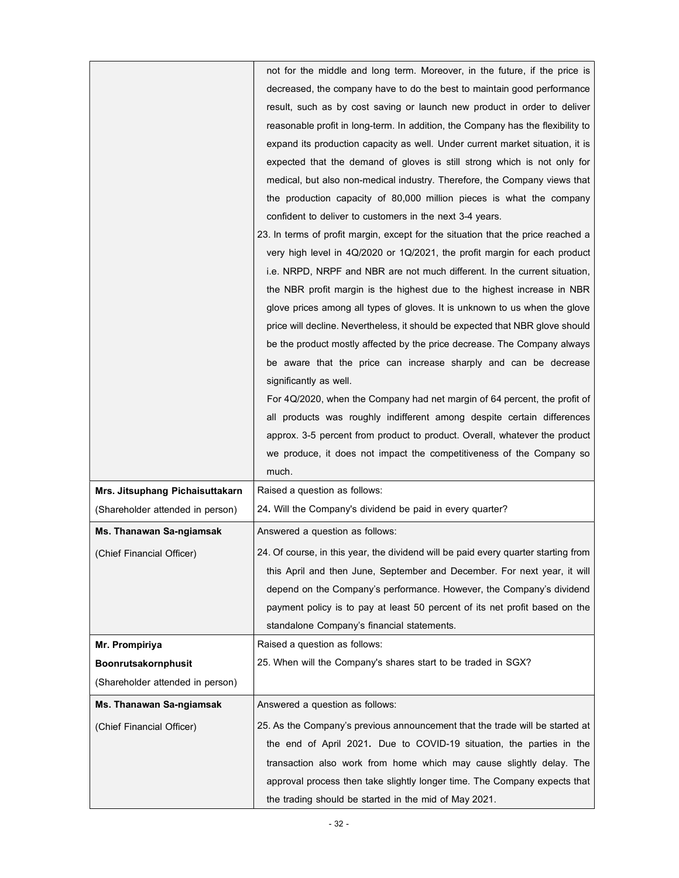| | |
|---|---|
| | not for the middle and long term. Moreover, in the future, if the price is decreased, the company have to do the best to maintain good performance result, such as by cost saving or launch new product in order to deliver reasonable profit in long-term. In addition, the Company has the flexibility to expand its production capacity as well. Under current market situation, it is expected that the demand of gloves is still strong which is not only for medical, but also non-medical industry. Therefore, the Company views that the production capacity of 80,000 million pieces is what the company confident to deliver to customers in the next 3-4 years.<br>23. In terms of profit margin, except for the situation that the price reached a very high level in 4Q/2020 or 1Q/2021, the profit margin for each product i.e. NRPD, NRPF and NBR are not much different. In the current situation, the NBR profit margin is the highest due to the highest increase in NBR glove prices among all types of gloves. It is unknown to us when the glove price will decline. Nevertheless, it should be expected that NBR glove should be the product mostly affected by the price decrease. The Company always be aware that the price can increase sharply and can be decrease significantly as well.<br>For 4Q/2020, when the Company had net margin of 64 percent, the profit of all products was roughly indifferent among despite certain differences approx. 3-5 percent from product to product. Overall, whatever the product we produce, it does not impact the competitiveness of the Company so much. |
| **Mrs. Jitsuphang Pichaisuttakarn**<br>(Shareholder attended in person) | Raised a question as follows:<br>24**.** Will the Company's dividend be paid in every quarter? |
| **Ms. Thanawan Sa-ngiamsak**<br>(Chief Financial Officer) | Answered a question as follows:<br>24. Of course, in this year, the dividend will be paid every quarter starting from this April and then June, September and December. For next year, it will depend on the Company's performance. However, the Company's dividend payment policy is to pay at least 50 percent of its net profit based on the standalone Company's financial statements. |
| **Mr. Prompiriya Boonrutsakornphusit**<br>(Shareholder attended in person) | Raised a question as follows:<br>25. When will the Company's shares start to be traded in SGX? |
| **Ms. Thanawan Sa-ngiamsak**<br>(Chief Financial Officer) | Answered a question as follows:<br>25. As the Company's previous announcement that the trade will be started at the end of April 2021**.** Due to COVID-19 situation, the parties in the transaction also work from home which may cause slightly delay. The approval process then take slightly longer time. The Company expects that the trading should be started in the mid of May 2021. |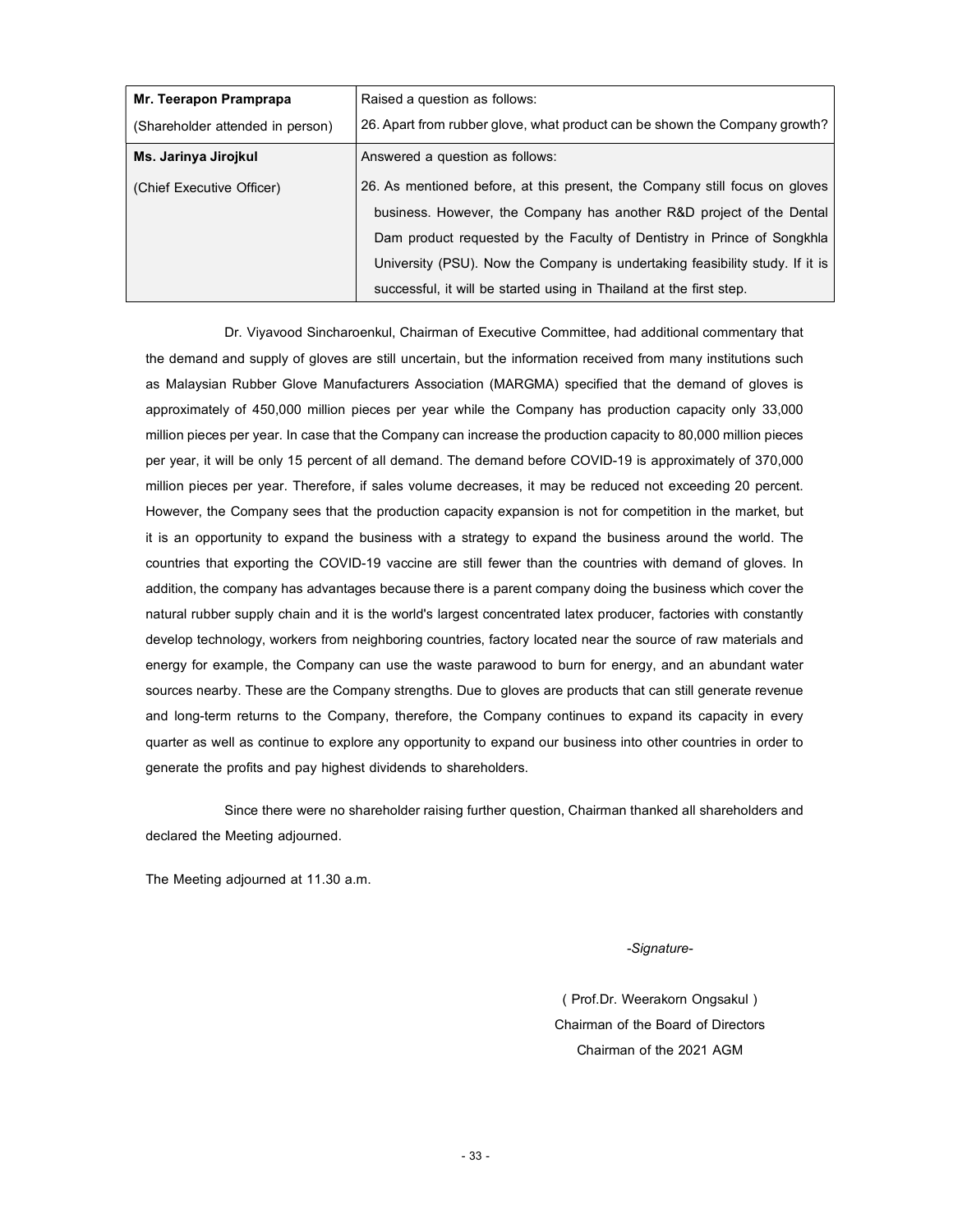| | |
|---|---|
| **Mr. Teerapon Pramprapa**<br>(Shareholder attended in person) | Raised a question as follows:<br>26. Apart from rubber glove, what product can be shown the Company growth? |
| **Ms. Jarinya Jirojkul**<br>(Chief Executive Officer) | Answered a question as follows:<br>26. As mentioned before, at this present, the Company still focus on gloves business. However, the Company has another R&D project of the Dental Dam product requested by the Faculty of Dentistry in Prince of Songkhla University (PSU). Now the Company is undertaking feasibility study. If it is successful, it will be started using in Thailand at the first step. |

Dr. Viyavood Sincharoenkul, Chairman of Executive Committee, had additional commentary that the demand and supply of gloves are still uncertain, but the information received from many institutions such as Malaysian Rubber Glove Manufacturers Association (MARGMA) specified that the demand of gloves is approximately of 450,000 million pieces per year while the Company has production capacity only 33,000 million pieces per year. In case that the Company can increase the production capacity to 80,000 million pieces per year, it will be only 15 percent of all demand. The demand before COVID-19 is approximately of 370,000 million pieces per year. Therefore, if sales volume decreases, it may be reduced not exceeding 20 percent. However, the Company sees that the production capacity expansion is not for competition in the market, but it is an opportunity to expand the business with a strategy to expand the business around the world. The countries that exporting the COVID-19 vaccine are still fewer than the countries with demand of gloves. In addition, the company has advantages because there is a parent company doing the business which cover the natural rubber supply chain and it is the world's largest concentrated latex producer, factories with constantly develop technology, workers from neighboring countries, factory located near the source of raw materials and energy for example, the Company can use the waste parawood to burn for energy, and an abundant water sources nearby. These are the Company strengths. Due to gloves are products that can still generate revenue and long-term returns to the Company, therefore, the Company continues to expand its capacity in every quarter as well as continue to explore any opportunity to expand our business into other countries in order to generate the profits and pay highest dividends to shareholders.

Since there were no shareholder raising further question, Chairman thanked all shareholders and declared the Meeting adjourned.

The Meeting adjourned at 11.30 a.m.

*-Signature-*

( Prof.Dr. Weerakorn Ongsakul )
Chairman of the Board of Directors
Chairman of the 2021 AGM